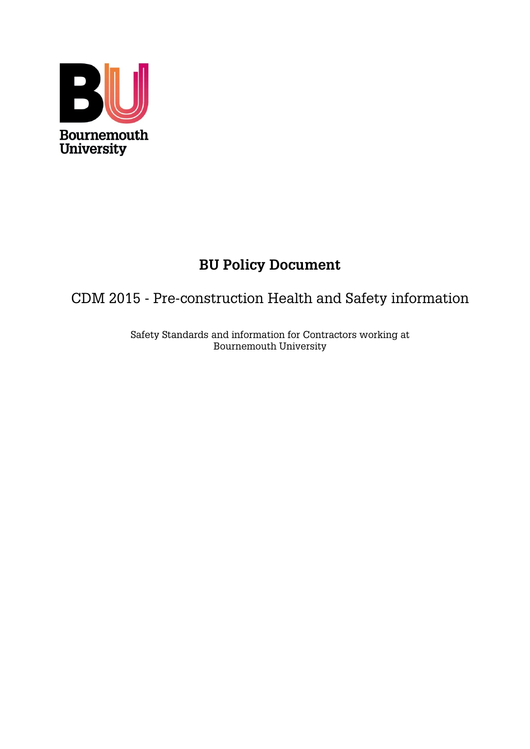Bournemouth University

# BU Policy Document

## CDM 2015 - Pre-construction Health and Safety information

Safety Standards and information for Contractors working at Bournemouth University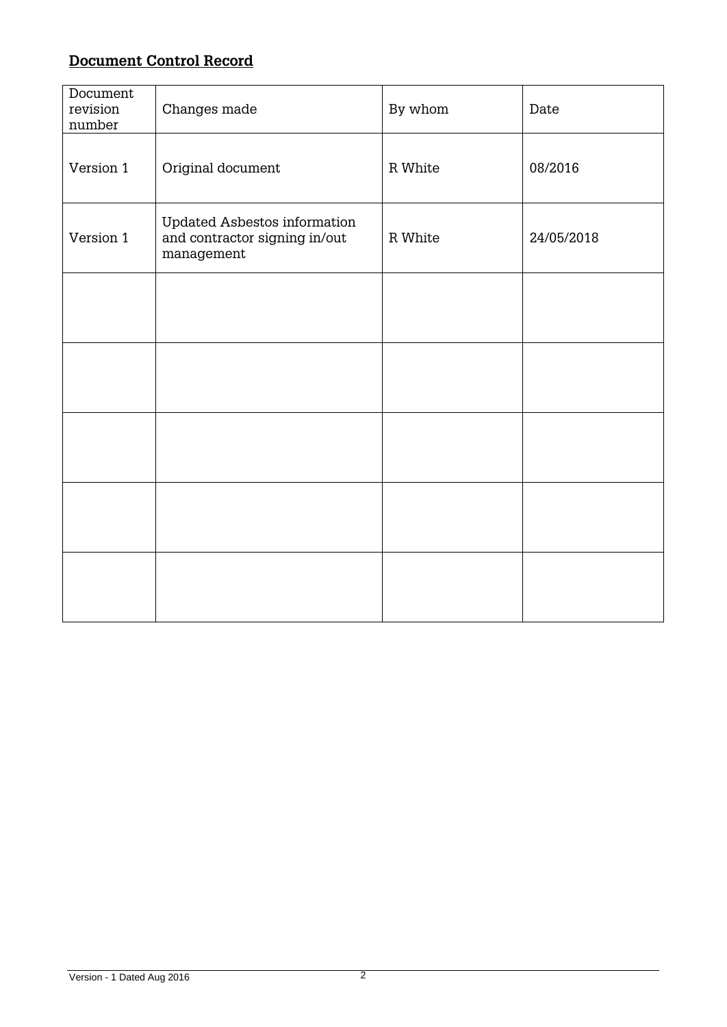**Document Control Record**

| Document revision number | Changes made | By whom | Date |
|---|---|---|---|
| Version 1 | Original document | R White | 08/2016 |
| Version 1 | Updated Asbestos information and contractor signing in/out management | R White | 24/05/2018 |
| | | | |
| | | | |
| | | | |
| | | | |
| | | | |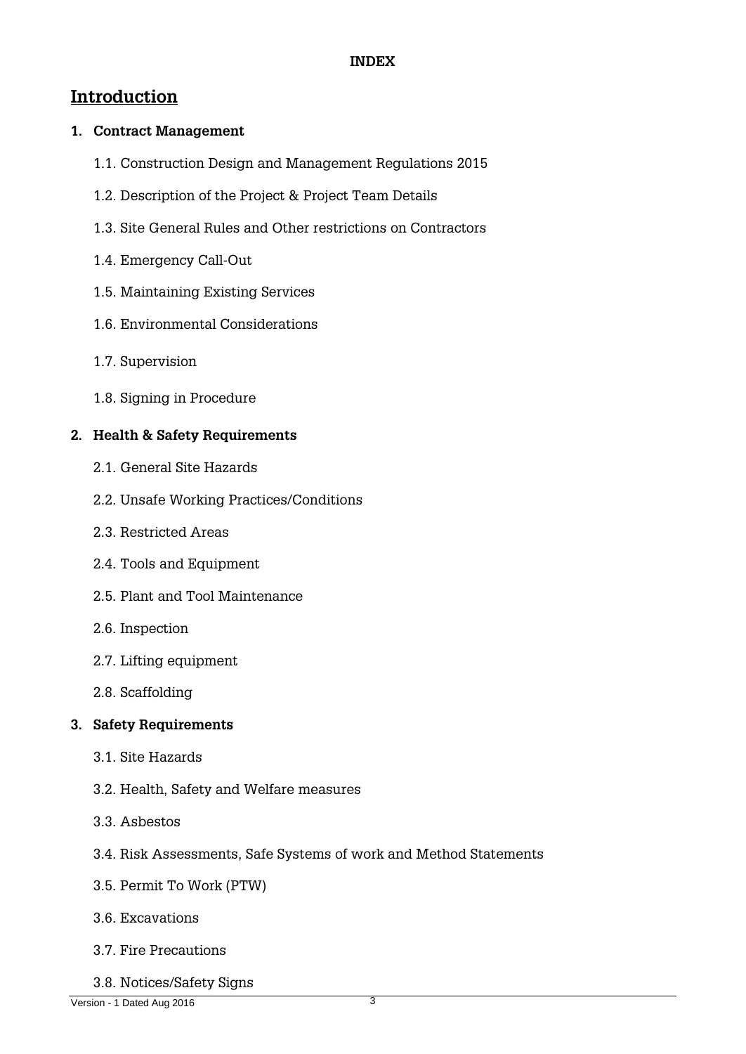**INDEX**

## Introduction

1. **Contract Management**

    1.1. Construction Design and Management Regulations 2015

    1.2. Description of the Project & Project Team Details

    1.3. Site General Rules and Other restrictions on Contractors

    1.4. Emergency Call-Out

    1.5. Maintaining Existing Services

    1.6. Environmental Considerations

    1.7. Supervision

    1.8. Signing in Procedure

2. **Health & Safety Requirements**

    2.1. General Site Hazards

    2.2. Unsafe Working Practices/Conditions

    2.3. Restricted Areas

    2.4. Tools and Equipment

    2.5. Plant and Tool Maintenance

    2.6. Inspection

    2.7. Lifting equipment

    2.8. Scaffolding

3. **Safety Requirements**

    3.1. Site Hazards

    3.2. Health, Safety and Welfare measures

    3.3. Asbestos

    3.4. Risk Assessments, Safe Systems of work and Method Statements

    3.5. Permit To Work (PTW)

    3.6. Excavations

    3.7. Fire Precautions

    3.8. Notices/Safety Signs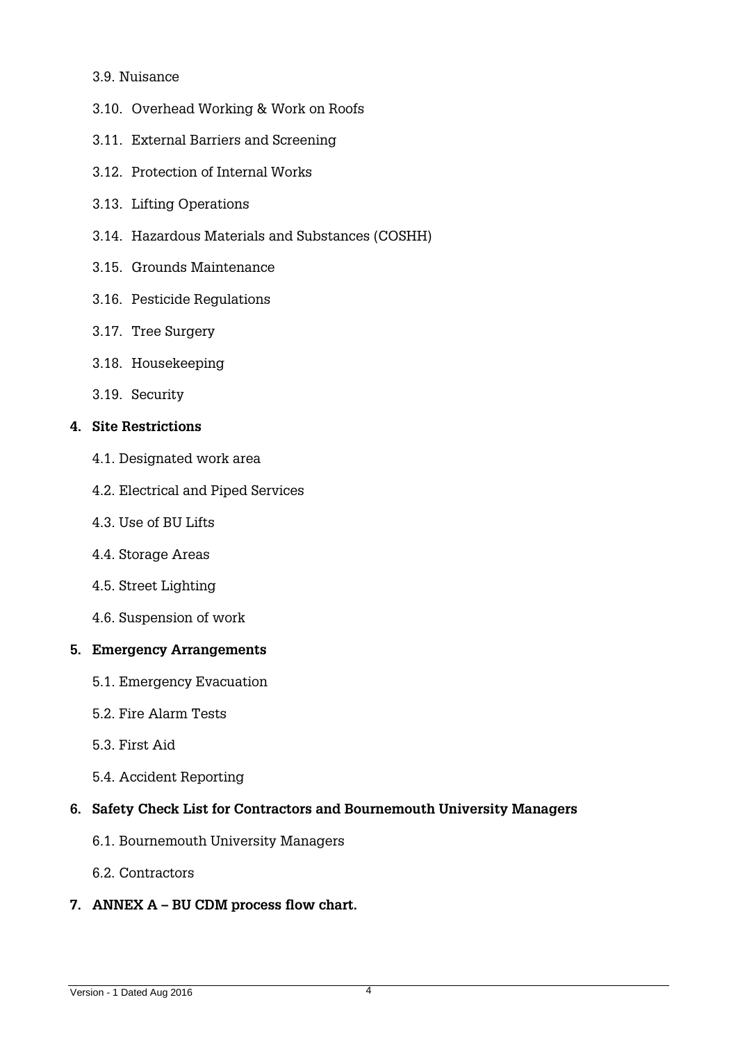3.9. Nuisance

3.10. Overhead Working & Work on Roofs

3.11. External Barriers and Screening

3.12. Protection of Internal Works

3.13. Lifting Operations

3.14. Hazardous Materials and Substances (COSHH)

3.15. Grounds Maintenance

3.16. Pesticide Regulations

3.17. Tree Surgery

3.18. Housekeeping

3.19. Security

**4. Site Restrictions**

4.1. Designated work area

4.2. Electrical and Piped Services

4.3. Use of BU Lifts

4.4. Storage Areas

4.5. Street Lighting

4.6. Suspension of work

**5. Emergency Arrangements**

5.1. Emergency Evacuation

5.2. Fire Alarm Tests

5.3. First Aid

5.4. Accident Reporting

**6. Safety Check List for Contractors and Bournemouth University Managers**

6.1. Bournemouth University Managers

6.2. Contractors

**7. ANNEX A – BU CDM process flow chart.**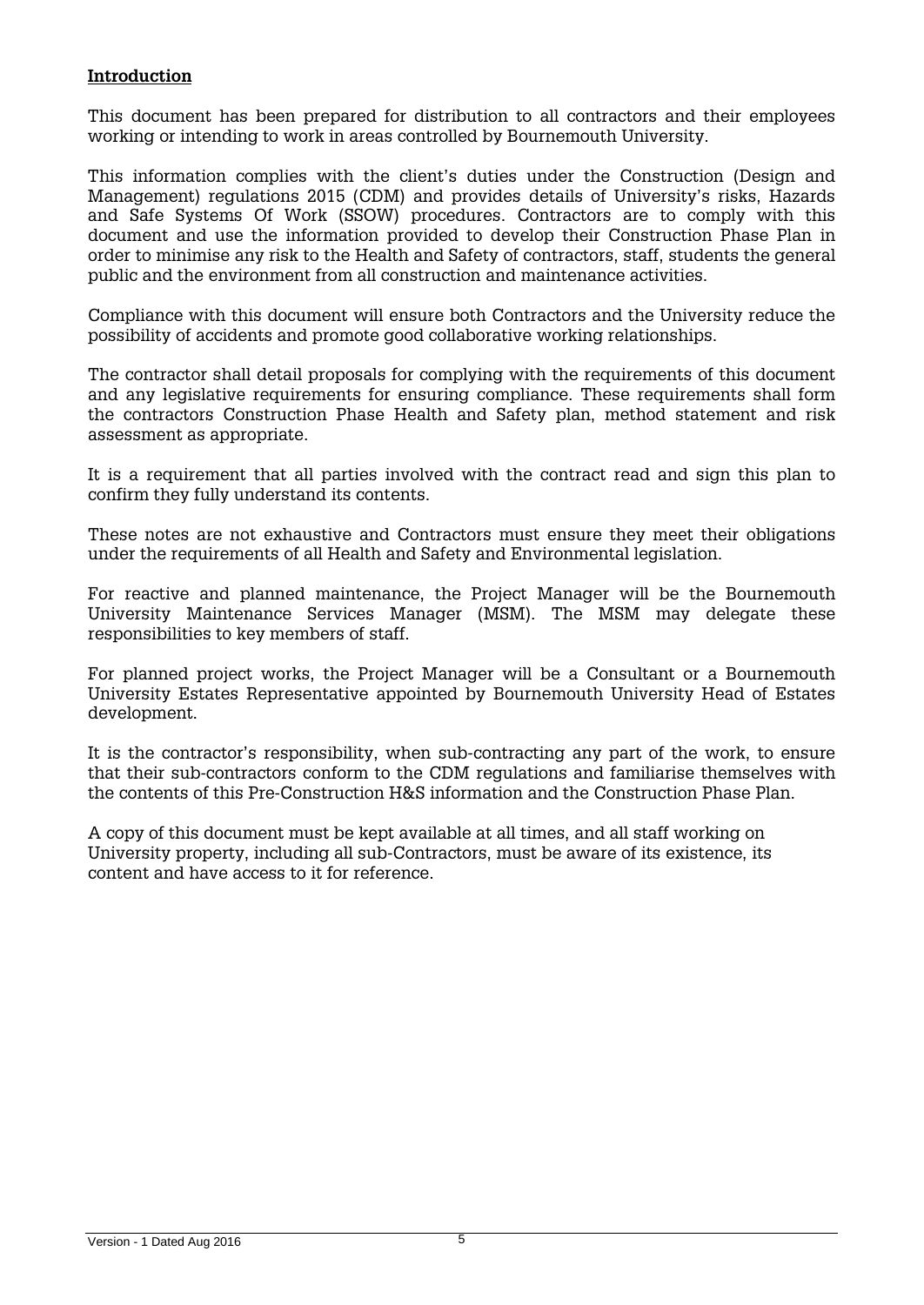## **Introduction**

This document has been prepared for distribution to all contractors and their employees working or intending to work in areas controlled by Bournemouth University.

This information complies with the client's duties under the Construction (Design and Management) regulations 2015 (CDM) and provides details of University's risks, Hazards and Safe Systems Of Work (SSOW) procedures. Contractors are to comply with this document and use the information provided to develop their Construction Phase Plan in order to minimise any risk to the Health and Safety of contractors, staff, students the general public and the environment from all construction and maintenance activities.

Compliance with this document will ensure both Contractors and the University reduce the possibility of accidents and promote good collaborative working relationships.

The contractor shall detail proposals for complying with the requirements of this document and any legislative requirements for ensuring compliance. These requirements shall form the contractors Construction Phase Health and Safety plan, method statement and risk assessment as appropriate.

It is a requirement that all parties involved with the contract read and sign this plan to confirm they fully understand its contents.

These notes are not exhaustive and Contractors must ensure they meet their obligations under the requirements of all Health and Safety and Environmental legislation.

For reactive and planned maintenance, the Project Manager will be the Bournemouth University Maintenance Services Manager (MSM). The MSM may delegate these responsibilities to key members of staff.

For planned project works, the Project Manager will be a Consultant or a Bournemouth University Estates Representative appointed by Bournemouth University Head of Estates development.

It is the contractor's responsibility, when sub-contracting any part of the work, to ensure that their sub-contractors conform to the CDM regulations and familiarise themselves with the contents of this Pre-Construction H&S information and the Construction Phase Plan.

A copy of this document must be kept available at all times, and all staff working on University property, including all sub-Contractors, must be aware of its existence, its content and have access to it for reference.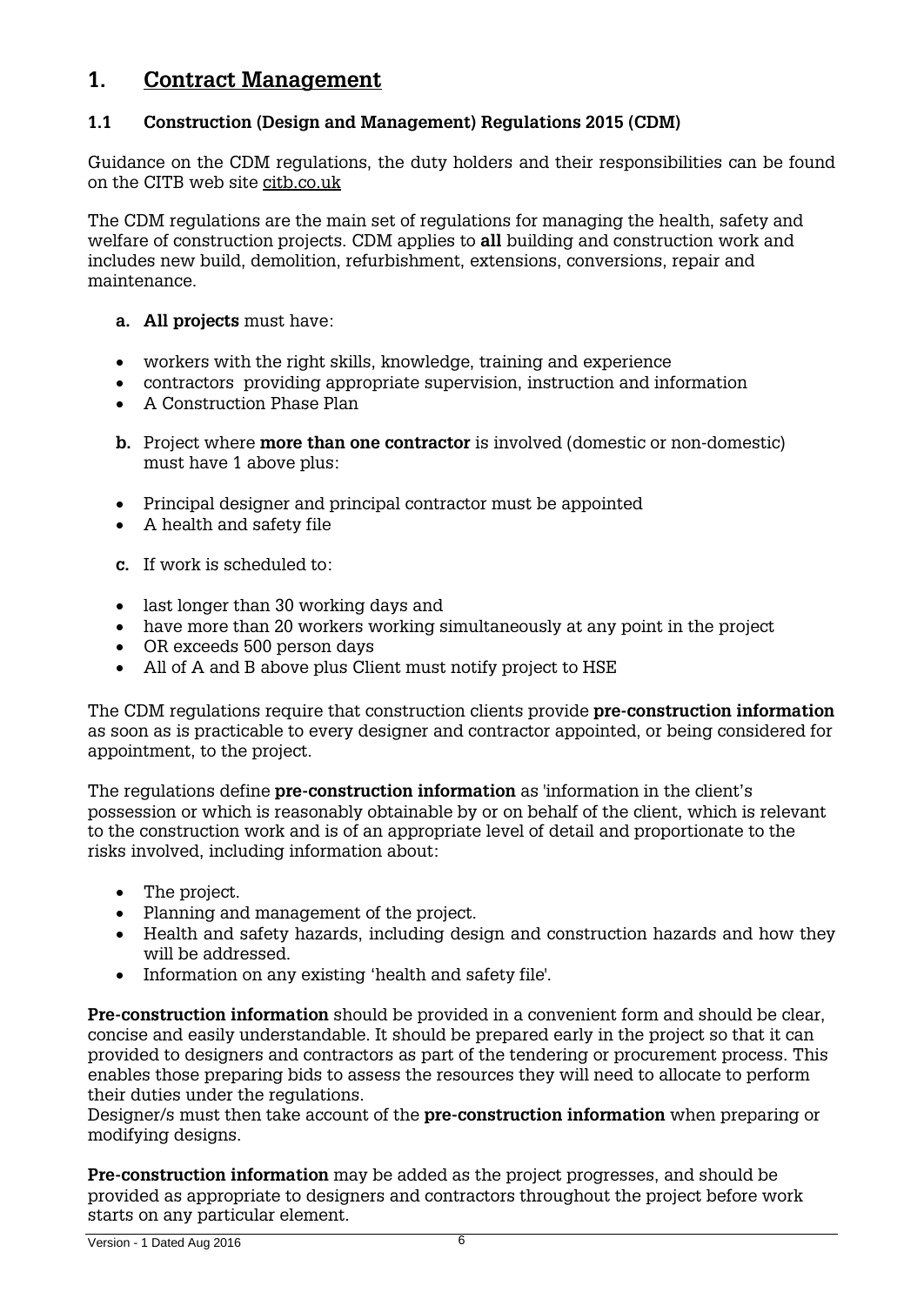# 1. Contract Management

## 1.1 Construction (Design and Management) Regulations 2015 (CDM)

Guidance on the CDM regulations, the duty holders and their responsibilities can be found on the CITB web site citb.co.uk

The CDM regulations are the main set of regulations for managing the health, safety and welfare of construction projects. CDM applies to **all** building and construction work and includes new build, demolition, refurbishment, extensions, conversions, repair and maintenance.

**a. All projects** must have:

- workers with the right skills, knowledge, training and experience
- contractors providing appropriate supervision, instruction and information
- A Construction Phase Plan

**b.** Project where **more than one contractor** is involved (domestic or non-domestic) must have 1 above plus:

- Principal designer and principal contractor must be appointed
- A health and safety file

**c.** If work is scheduled to:

- last longer than 30 working days and
- have more than 20 workers working simultaneously at any point in the project
- OR exceeds 500 person days
- All of A and B above plus Client must notify project to HSE

The CDM regulations require that construction clients provide **pre-construction information** as soon as is practicable to every designer and contractor appointed, or being considered for appointment, to the project.

The regulations define **pre-construction information** as 'information in the client's possession or which is reasonably obtainable by or on behalf of the client, which is relevant to the construction work and is of an appropriate level of detail and proportionate to the risks involved, including information about:

- The project.
- Planning and management of the project.
- Health and safety hazards, including design and construction hazards and how they will be addressed.
- Information on any existing 'health and safety file'.

**Pre-construction information** should be provided in a convenient form and should be clear, concise and easily understandable. It should be prepared early in the project so that it can provided to designers and contractors as part of the tendering or procurement process. This enables those preparing bids to assess the resources they will need to allocate to perform their duties under the regulations.
Designer/s must then take account of the **pre-construction information** when preparing or modifying designs.

**Pre-construction information** may be added as the project progresses, and should be provided as appropriate to designers and contractors throughout the project before work starts on any particular element.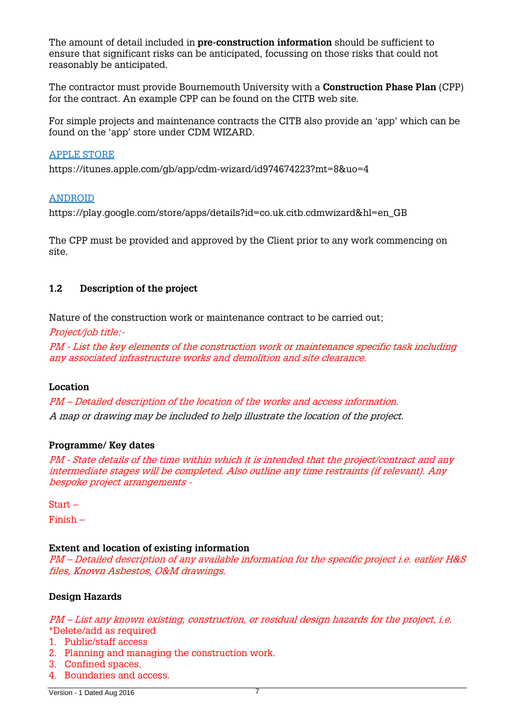The amount of detail included in **pre-construction information** should be sufficient to ensure that significant risks can be anticipated, focussing on those risks that could not reasonably be anticipated.

The contractor must provide Bournemouth University with a **Construction Phase Plan** (CPP) for the contract. An example CPP can be found on the CITB web site.

For simple projects and maintenance contracts the CITB also provide an 'app' which can be found on the 'app' store under CDM WIZARD.

APPLE STORE

https://itunes.apple.com/gb/app/cdm-wizard/id974674223?mt=8&uo=4

ANDROID

https://play.google.com/store/apps/details?id=co.uk.citb.cdmwizard&hl=en_GB

The CPP must be provided and approved by the Client prior to any work commencing on site.

### 1.2 Description of the project

Nature of the construction work or maintenance contract to be carried out;

*Project/job title:-*

*PM - List the key elements of the construction work or maintenance specific task including any associated infrastructure works and demolition and site clearance.*

**Location**

*PM – Detailed description of the location of the works and access information.*

*A map or drawing may be included to help illustrate the location of the project.*

**Programme/ Key dates**

*PM - State details of the time within which it is intended that the project/contract and any intermediate stages will be completed. Also outline any time restraints (if relevant). Any bespoke project arrangements -*

Start –

Finish –

**Extent and location of existing information**

*PM – Detailed description of any available information for the specific project i.e. earlier H&S files, Known Asbestos, O&M drawings.*

**Design Hazards**

*PM – List any known existing, construction, or residual design hazards for the project, i.e.*
*Delete/add as required

1. Public/staff access
2. Planning and managing the construction work.
3. Confined spaces.
4. Boundaries and access.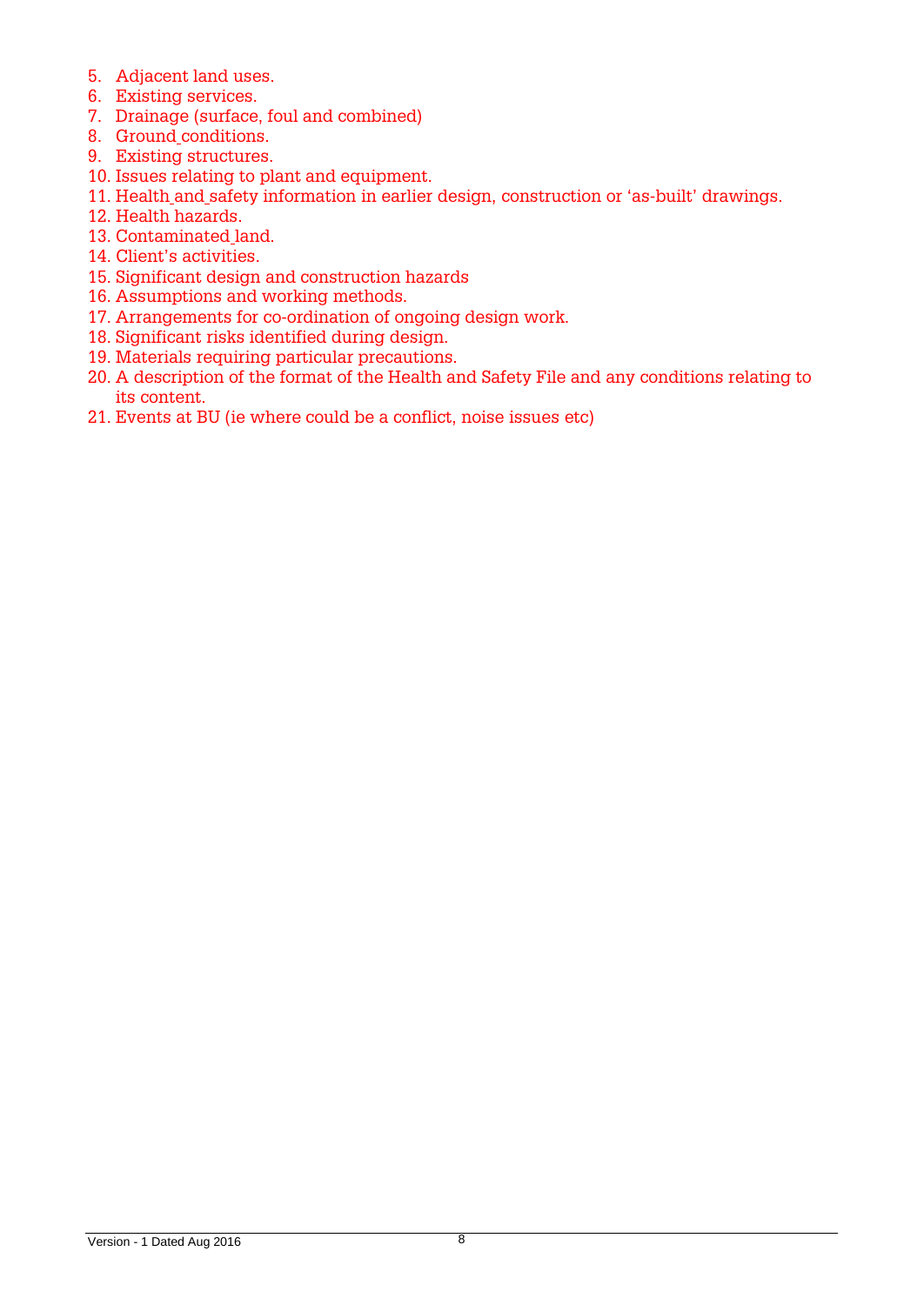5. Adjacent land uses.
6. Existing services.
7. Drainage (surface, foul and combined)
8. Ground conditions.
9. Existing structures.
10. Issues relating to plant and equipment.
11. Health and safety information in earlier design, construction or 'as-built' drawings.
12. Health hazards.
13. Contaminated land.
14. Client's activities.
15. Significant design and construction hazards
16. Assumptions and working methods.
17. Arrangements for co-ordination of ongoing design work.
18. Significant risks identified during design.
19. Materials requiring particular precautions.
20. A description of the format of the Health and Safety File and any conditions relating to its content.
21. Events at BU (ie where could be a conflict, noise issues etc)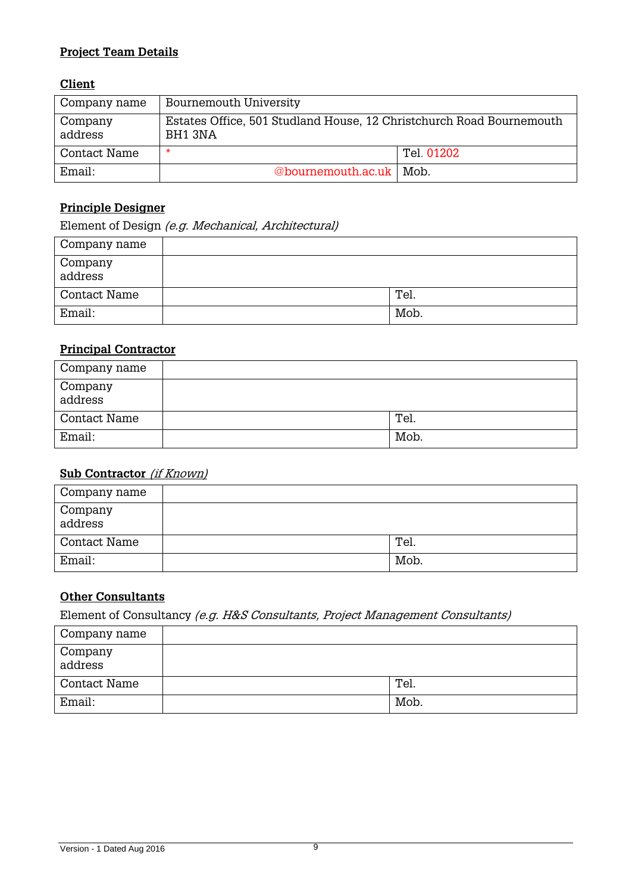**Project Team Details**

**Client**

| Company name | Bournemouth University | |
|---|---|---|
| Company address | Estates Office, 501 Studland House, 12 Christchurch Road Bournemouth BH1 3NA | |
| Contact Name | * | Tel. 01202 |
| Email: | @bournemouth.ac.uk | Mob. |

**Principle Designer**

Element of Design *(e.g. Mechanical, Architectural)*

| Company name | | |
|---|---|---|
| Company address | | |
| Contact Name | | Tel. |
| Email: | | Mob. |

**Principal Contractor**

| Company name | | |
|---|---|---|
| Company address | | |
| Contact Name | | Tel. |
| Email: | | Mob. |

**Sub Contractor** *(if Known)*

| Company name | | |
|---|---|---|
| Company address | | |
| Contact Name | | Tel. |
| Email: | | Mob. |

**Other Consultants**

Element of Consultancy *(e.g. H&S Consultants, Project Management Consultants)*

| Company name | | |
|---|---|---|
| Company address | | |
| Contact Name | | Tel. |
| Email: | | Mob. |

Version - 1 Dated Aug 2016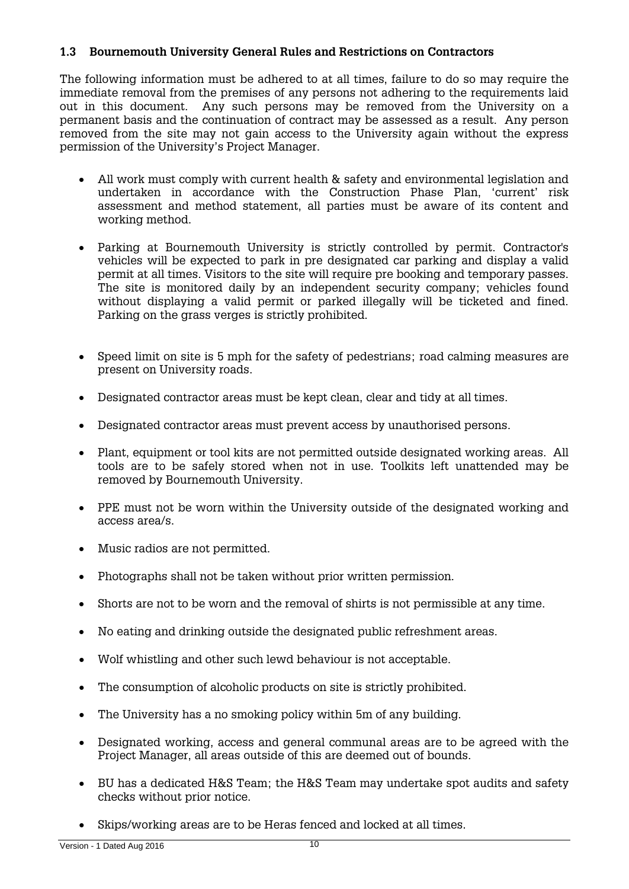### 1.3 Bournemouth University General Rules and Restrictions on Contractors

The following information must be adhered to at all times, failure to do so may require the immediate removal from the premises of any persons not adhering to the requirements laid out in this document. Any such persons may be removed from the University on a permanent basis and the continuation of contract may be assessed as a result. Any person removed from the site may not gain access to the University again without the express permission of the University's Project Manager.

- All work must comply with current health & safety and environmental legislation and undertaken in accordance with the Construction Phase Plan, 'current' risk assessment and method statement, all parties must be aware of its content and working method.
- Parking at Bournemouth University is strictly controlled by permit. Contractor's vehicles will be expected to park in pre designated car parking and display a valid permit at all times. Visitors to the site will require pre booking and temporary passes. The site is monitored daily by an independent security company; vehicles found without displaying a valid permit or parked illegally will be ticketed and fined. Parking on the grass verges is strictly prohibited.
- Speed limit on site is 5 mph for the safety of pedestrians; road calming measures are present on University roads.
- Designated contractor areas must be kept clean, clear and tidy at all times.
- Designated contractor areas must prevent access by unauthorised persons.
- Plant, equipment or tool kits are not permitted outside designated working areas. All tools are to be safely stored when not in use. Toolkits left unattended may be removed by Bournemouth University.
- PPE must not be worn within the University outside of the designated working and access area/s.
- Music radios are not permitted.
- Photographs shall not be taken without prior written permission.
- Shorts are not to be worn and the removal of shirts is not permissible at any time.
- No eating and drinking outside the designated public refreshment areas.
- Wolf whistling and other such lewd behaviour is not acceptable.
- The consumption of alcoholic products on site is strictly prohibited.
- The University has a no smoking policy within 5m of any building.
- Designated working, access and general communal areas are to be agreed with the Project Manager, all areas outside of this are deemed out of bounds.
- BU has a dedicated H&S Team; the H&S Team may undertake spot audits and safety checks without prior notice.
- Skips/working areas are to be Heras fenced and locked at all times.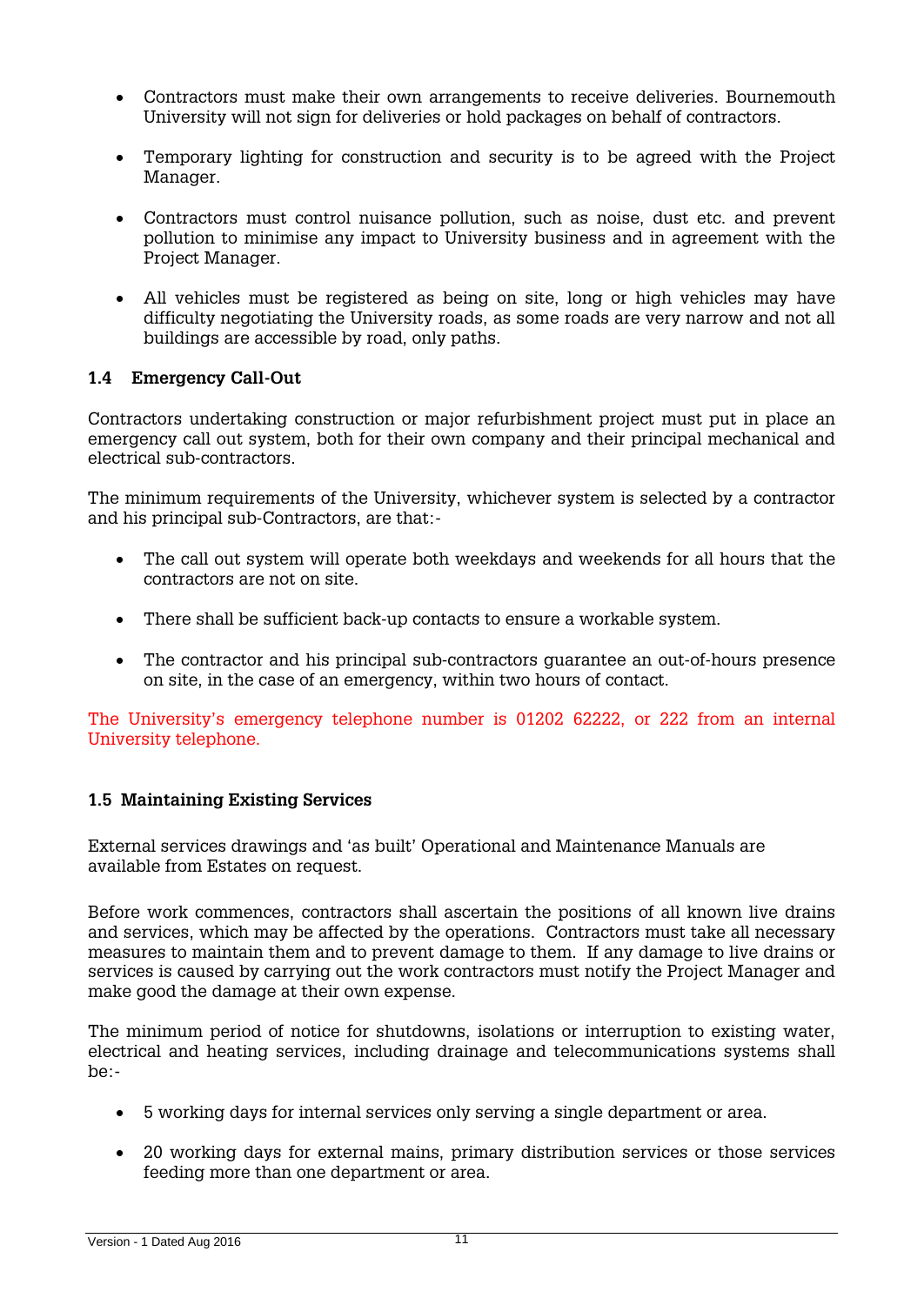- Contractors must make their own arrangements to receive deliveries. Bournemouth University will not sign for deliveries or hold packages on behalf of contractors.

- Temporary lighting for construction and security is to be agreed with the Project Manager.

- Contractors must control nuisance pollution, such as noise, dust etc. and prevent pollution to minimise any impact to University business and in agreement with the Project Manager.

- All vehicles must be registered as being on site, long or high vehicles may have difficulty negotiating the University roads, as some roads are very narrow and not all buildings are accessible by road, only paths.

### 1.4 Emergency Call-Out

Contractors undertaking construction or major refurbishment project must put in place an emergency call out system, both for their own company and their principal mechanical and electrical sub-contractors.

The minimum requirements of the University, whichever system is selected by a contractor and his principal sub-Contractors, are that:-

- The call out system will operate both weekdays and weekends for all hours that the contractors are not on site.

- There shall be sufficient back-up contacts to ensure a workable system.

- The contractor and his principal sub-contractors guarantee an out-of-hours presence on site, in the case of an emergency, within two hours of contact.

The University's emergency telephone number is 01202 62222, or 222 from an internal University telephone.

### 1.5 Maintaining Existing Services

External services drawings and 'as built' Operational and Maintenance Manuals are available from Estates on request.

Before work commences, contractors shall ascertain the positions of all known live drains and services, which may be affected by the operations. Contractors must take all necessary measures to maintain them and to prevent damage to them. If any damage to live drains or services is caused by carrying out the work contractors must notify the Project Manager and make good the damage at their own expense.

The minimum period of notice for shutdowns, isolations or interruption to existing water, electrical and heating services, including drainage and telecommunications systems shall be:-

- 5 working days for internal services only serving a single department or area.

- 20 working days for external mains, primary distribution services or those services feeding more than one department or area.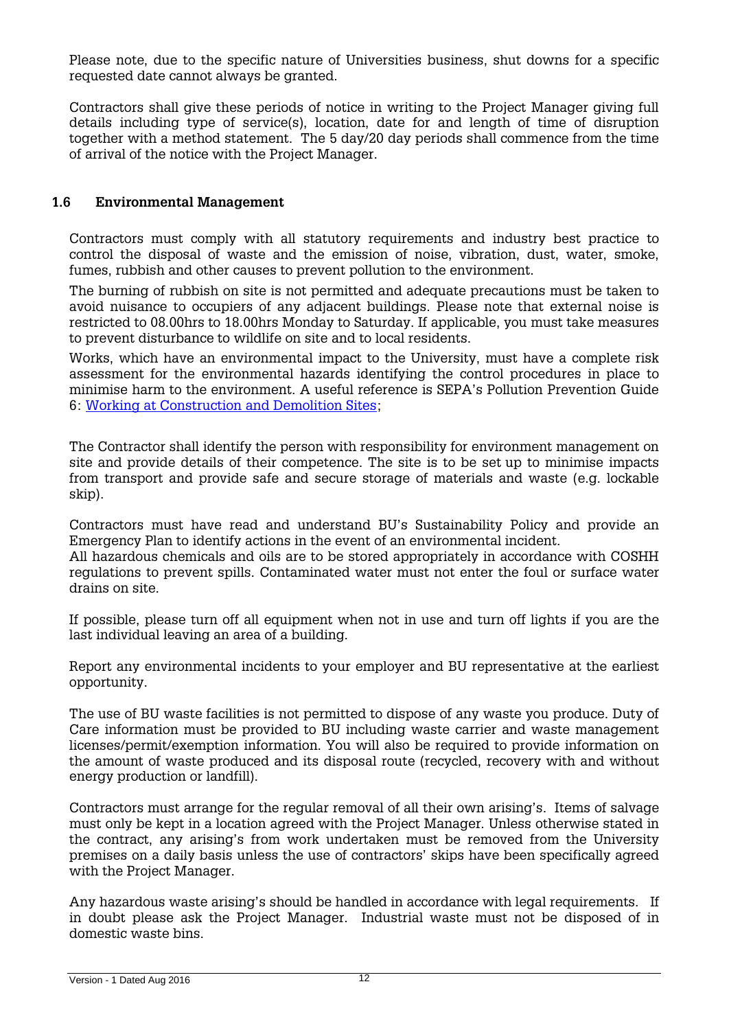Please note, due to the specific nature of Universities business, shut downs for a specific requested date cannot always be granted.

Contractors shall give these periods of notice in writing to the Project Manager giving full details including type of service(s), location, date for and length of time of disruption together with a method statement. The 5 day/20 day periods shall commence from the time of arrival of the notice with the Project Manager.

### 1.6 Environmental Management

Contractors must comply with all statutory requirements and industry best practice to control the disposal of waste and the emission of noise, vibration, dust, water, smoke, fumes, rubbish and other causes to prevent pollution to the environment.

The burning of rubbish on site is not permitted and adequate precautions must be taken to avoid nuisance to occupiers of any adjacent buildings. Please note that external noise is restricted to 08.00hrs to 18.00hrs Monday to Saturday. If applicable, you must take measures to prevent disturbance to wildlife on site and to local residents.

Works, which have an environmental impact to the University, must have a complete risk assessment for the environmental hazards identifying the control procedures in place to minimise harm to the environment. A useful reference is SEPA's Pollution Prevention Guide 6: Working at Construction and Demolition Sites;

The Contractor shall identify the person with responsibility for environment management on site and provide details of their competence. The site is to be set up to minimise impacts from transport and provide safe and secure storage of materials and waste (e.g. lockable skip).

Contractors must have read and understand BU's Sustainability Policy and provide an Emergency Plan to identify actions in the event of an environmental incident.

All hazardous chemicals and oils are to be stored appropriately in accordance with COSHH regulations to prevent spills. Contaminated water must not enter the foul or surface water drains on site.

If possible, please turn off all equipment when not in use and turn off lights if you are the last individual leaving an area of a building.

Report any environmental incidents to your employer and BU representative at the earliest opportunity.

The use of BU waste facilities is not permitted to dispose of any waste you produce. Duty of Care information must be provided to BU including waste carrier and waste management licenses/permit/exemption information. You will also be required to provide information on the amount of waste produced and its disposal route (recycled, recovery with and without energy production or landfill).

Contractors must arrange for the regular removal of all their own arising's. Items of salvage must only be kept in a location agreed with the Project Manager. Unless otherwise stated in the contract, any arising's from work undertaken must be removed from the University premises on a daily basis unless the use of contractors' skips have been specifically agreed with the Project Manager.

Any hazardous waste arising's should be handled in accordance with legal requirements. If in doubt please ask the Project Manager. Industrial waste must not be disposed of in domestic waste bins.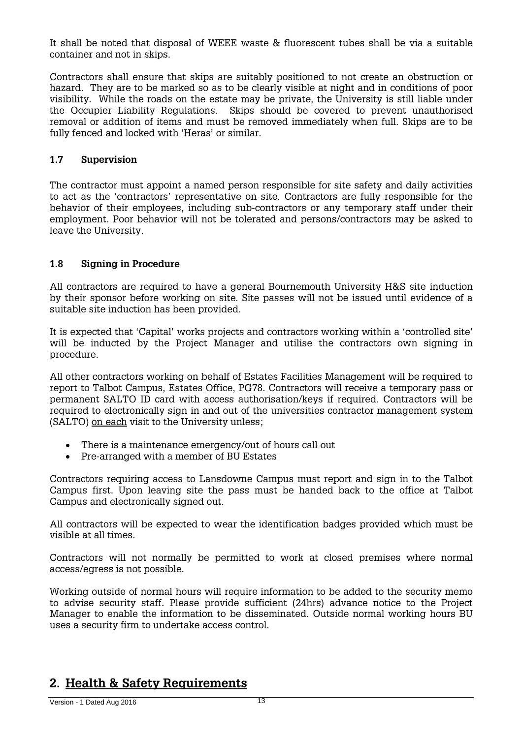It shall be noted that disposal of WEEE waste & fluorescent tubes shall be via a suitable container and not in skips.

Contractors shall ensure that skips are suitably positioned to not create an obstruction or hazard. They are to be marked so as to be clearly visible at night and in conditions of poor visibility. While the roads on the estate may be private, the University is still liable under the Occupier Liability Regulations. Skips should be covered to prevent unauthorised removal or addition of items and must be removed immediately when full. Skips are to be fully fenced and locked with 'Heras' or similar.

### 1.7 Supervision

The contractor must appoint a named person responsible for site safety and daily activities to act as the 'contractors' representative on site. Contractors are fully responsible for the behavior of their employees, including sub-contractors or any temporary staff under their employment. Poor behavior will not be tolerated and persons/contractors may be asked to leave the University.

### 1.8 Signing in Procedure

All contractors are required to have a general Bournemouth University H&S site induction by their sponsor before working on site. Site passes will not be issued until evidence of a suitable site induction has been provided.

It is expected that 'Capital' works projects and contractors working within a 'controlled site' will be inducted by the Project Manager and utilise the contractors own signing in procedure.

All other contractors working on behalf of Estates Facilities Management will be required to report to Talbot Campus, Estates Office, PG78. Contractors will receive a temporary pass or permanent SALTO ID card with access authorisation/keys if required. Contractors will be required to electronically sign in and out of the universities contractor management system (SALTO) <u>on each</u> visit to the University unless;

- There is a maintenance emergency/out of hours call out
- Pre-arranged with a member of BU Estates

Contractors requiring access to Lansdowne Campus must report and sign in to the Talbot Campus first. Upon leaving site the pass must be handed back to the office at Talbot Campus and electronically signed out.

All contractors will be expected to wear the identification badges provided which must be visible at all times.

Contractors will not normally be permitted to work at closed premises where normal access/egress is not possible.

Working outside of normal hours will require information to be added to the security memo to advise security staff. Please provide sufficient (24hrs) advance notice to the Project Manager to enable the information to be disseminated. Outside normal working hours BU uses a security firm to undertake access control.

## 2. Health & Safety Requirements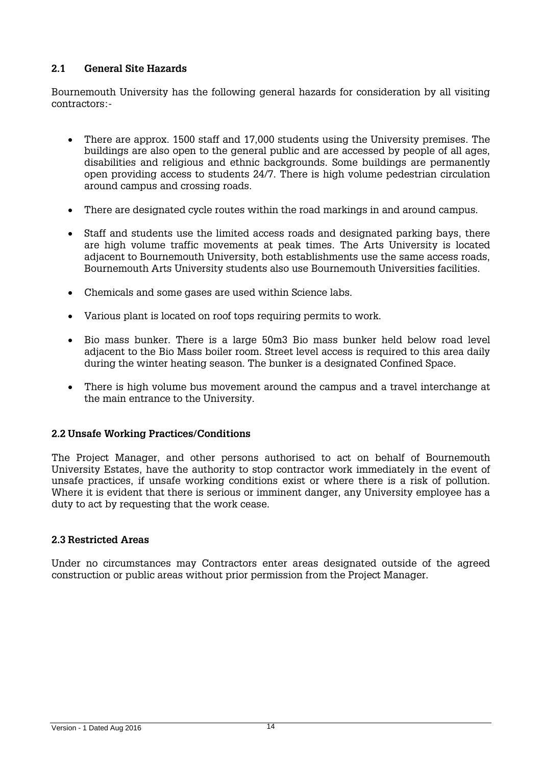### 2.1 General Site Hazards

Bournemouth University has the following general hazards for consideration by all visiting contractors:-

- There are approx. 1500 staff and 17,000 students using the University premises. The buildings are also open to the general public and are accessed by people of all ages, disabilities and religious and ethnic backgrounds. Some buildings are permanently open providing access to students 24/7. There is high volume pedestrian circulation around campus and crossing roads.
- There are designated cycle routes within the road markings in and around campus.
- Staff and students use the limited access roads and designated parking bays, there are high volume traffic movements at peak times. The Arts University is located adjacent to Bournemouth University, both establishments use the same access roads, Bournemouth Arts University students also use Bournemouth Universities facilities.
- Chemicals and some gases are used within Science labs.
- Various plant is located on roof tops requiring permits to work.
- Bio mass bunker. There is a large 50m3 Bio mass bunker held below road level adjacent to the Bio Mass boiler room. Street level access is required to this area daily during the winter heating season. The bunker is a designated Confined Space.
- There is high volume bus movement around the campus and a travel interchange at the main entrance to the University.

### 2.2 Unsafe Working Practices/Conditions

The Project Manager, and other persons authorised to act on behalf of Bournemouth University Estates, have the authority to stop contractor work immediately in the event of unsafe practices, if unsafe working conditions exist or where there is a risk of pollution. Where it is evident that there is serious or imminent danger, any University employee has a duty to act by requesting that the work cease.

### 2.3 Restricted Areas

Under no circumstances may Contractors enter areas designated outside of the agreed construction or public areas without prior permission from the Project Manager.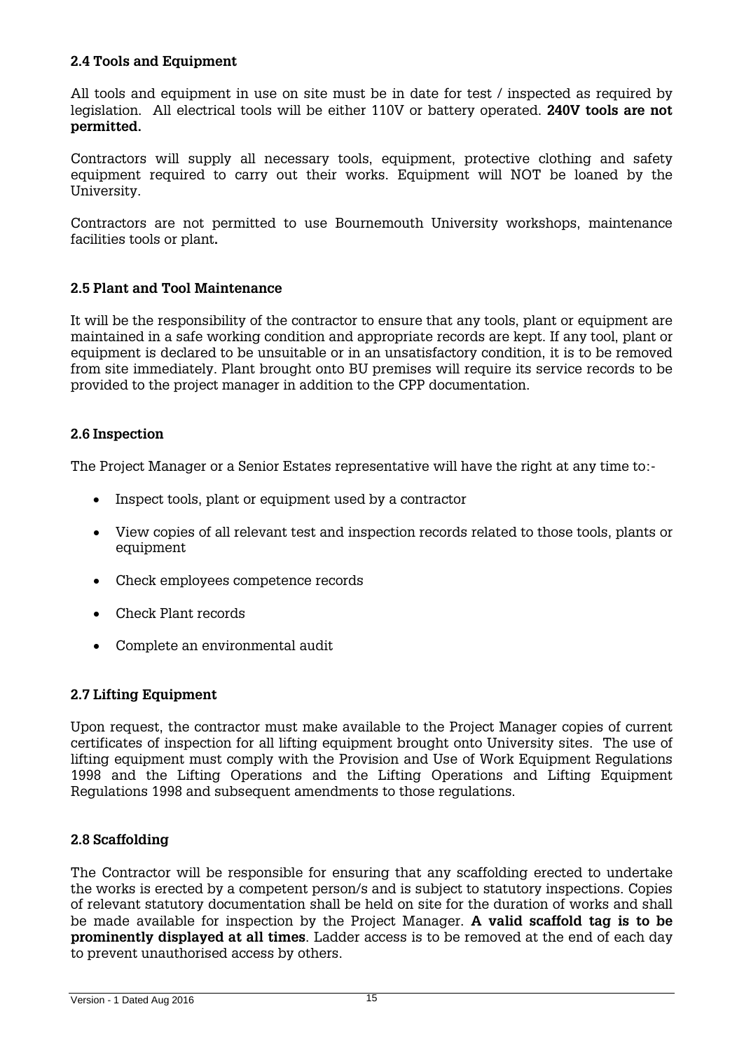### 2.4 Tools and Equipment

All tools and equipment in use on site must be in date for test / inspected as required by legislation. All electrical tools will be either 110V or battery operated. **240V tools are not permitted.**

Contractors will supply all necessary tools, equipment, protective clothing and safety equipment required to carry out their works. Equipment will NOT be loaned by the University.

Contractors are not permitted to use Bournemouth University workshops, maintenance facilities tools or plant**.**

### 2.5 Plant and Tool Maintenance

It will be the responsibility of the contractor to ensure that any tools, plant or equipment are maintained in a safe working condition and appropriate records are kept. If any tool, plant or equipment is declared to be unsuitable or in an unsatisfactory condition, it is to be removed from site immediately. Plant brought onto BU premises will require its service records to be provided to the project manager in addition to the CPP documentation.

### 2.6 Inspection

The Project Manager or a Senior Estates representative will have the right at any time to:-

- Inspect tools, plant or equipment used by a contractor
- View copies of all relevant test and inspection records related to those tools, plants or equipment
- Check employees competence records
- Check Plant records
- Complete an environmental audit

### 2.7 Lifting Equipment

Upon request, the contractor must make available to the Project Manager copies of current certificates of inspection for all lifting equipment brought onto University sites. The use of lifting equipment must comply with the Provision and Use of Work Equipment Regulations 1998 and the Lifting Operations and the Lifting Operations and Lifting Equipment Regulations 1998 and subsequent amendments to those regulations.

### 2.8 Scaffolding

The Contractor will be responsible for ensuring that any scaffolding erected to undertake the works is erected by a competent person/s and is subject to statutory inspections. Copies of relevant statutory documentation shall be held on site for the duration of works and shall be made available for inspection by the Project Manager. **A valid scaffold tag is to be prominently displayed at all times**. Ladder access is to be removed at the end of each day to prevent unauthorised access by others.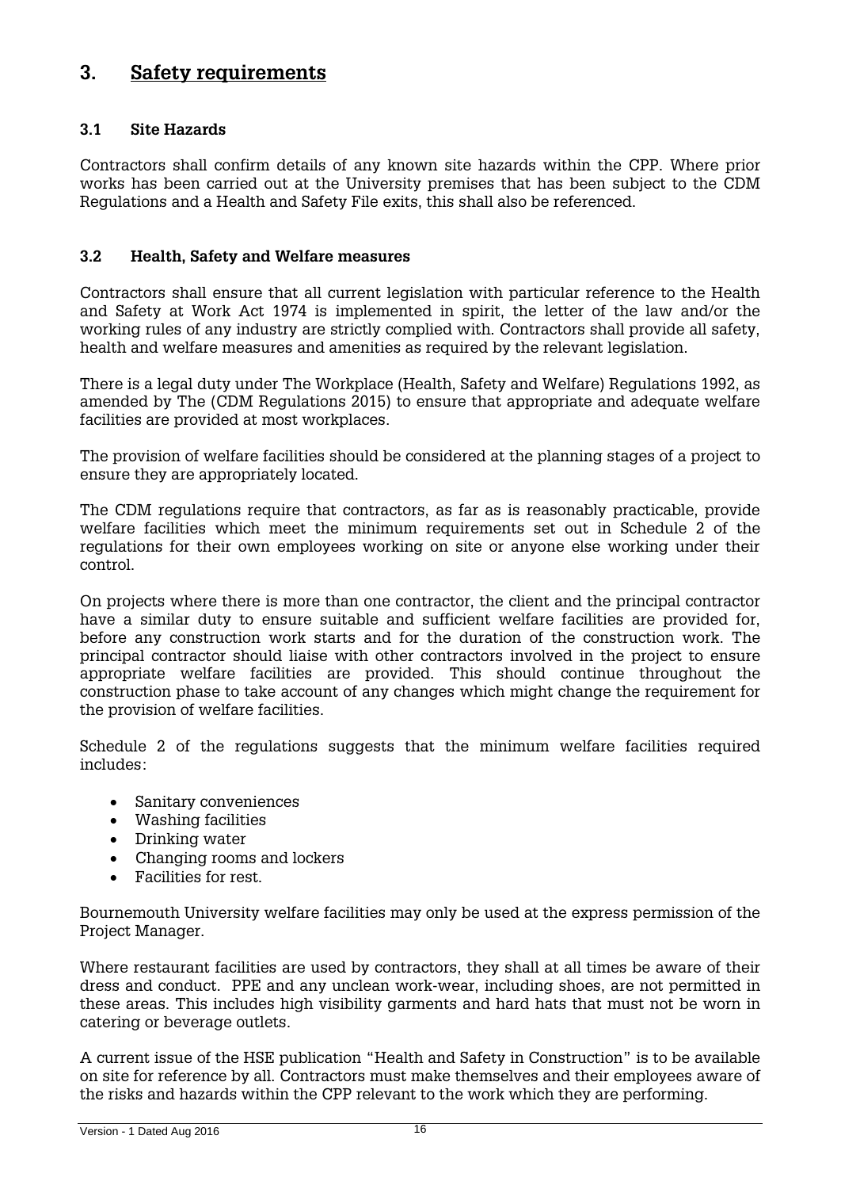## 3. Safety requirements

### 3.1 Site Hazards

Contractors shall confirm details of any known site hazards within the CPP. Where prior works has been carried out at the University premises that has been subject to the CDM Regulations and a Health and Safety File exits, this shall also be referenced.

### 3.2 Health, Safety and Welfare measures

Contractors shall ensure that all current legislation with particular reference to the Health and Safety at Work Act 1974 is implemented in spirit, the letter of the law and/or the working rules of any industry are strictly complied with. Contractors shall provide all safety, health and welfare measures and amenities as required by the relevant legislation.

There is a legal duty under The Workplace (Health, Safety and Welfare) Regulations 1992, as amended by The (CDM Regulations 2015) to ensure that appropriate and adequate welfare facilities are provided at most workplaces.

The provision of welfare facilities should be considered at the planning stages of a project to ensure they are appropriately located.

The CDM regulations require that contractors, as far as is reasonably practicable, provide welfare facilities which meet the minimum requirements set out in Schedule 2 of the regulations for their own employees working on site or anyone else working under their control.

On projects where there is more than one contractor, the client and the principal contractor have a similar duty to ensure suitable and sufficient welfare facilities are provided for, before any construction work starts and for the duration of the construction work. The principal contractor should liaise with other contractors involved in the project to ensure appropriate welfare facilities are provided. This should continue throughout the construction phase to take account of any changes which might change the requirement for the provision of welfare facilities.

Schedule 2 of the regulations suggests that the minimum welfare facilities required includes:

- Sanitary conveniences
- Washing facilities
- Drinking water
- Changing rooms and lockers
- Facilities for rest.

Bournemouth University welfare facilities may only be used at the express permission of the Project Manager.

Where restaurant facilities are used by contractors, they shall at all times be aware of their dress and conduct. PPE and any unclean work-wear, including shoes, are not permitted in these areas. This includes high visibility garments and hard hats that must not be worn in catering or beverage outlets.

A current issue of the HSE publication "Health and Safety in Construction" is to be available on site for reference by all. Contractors must make themselves and their employees aware of the risks and hazards within the CPP relevant to the work which they are performing.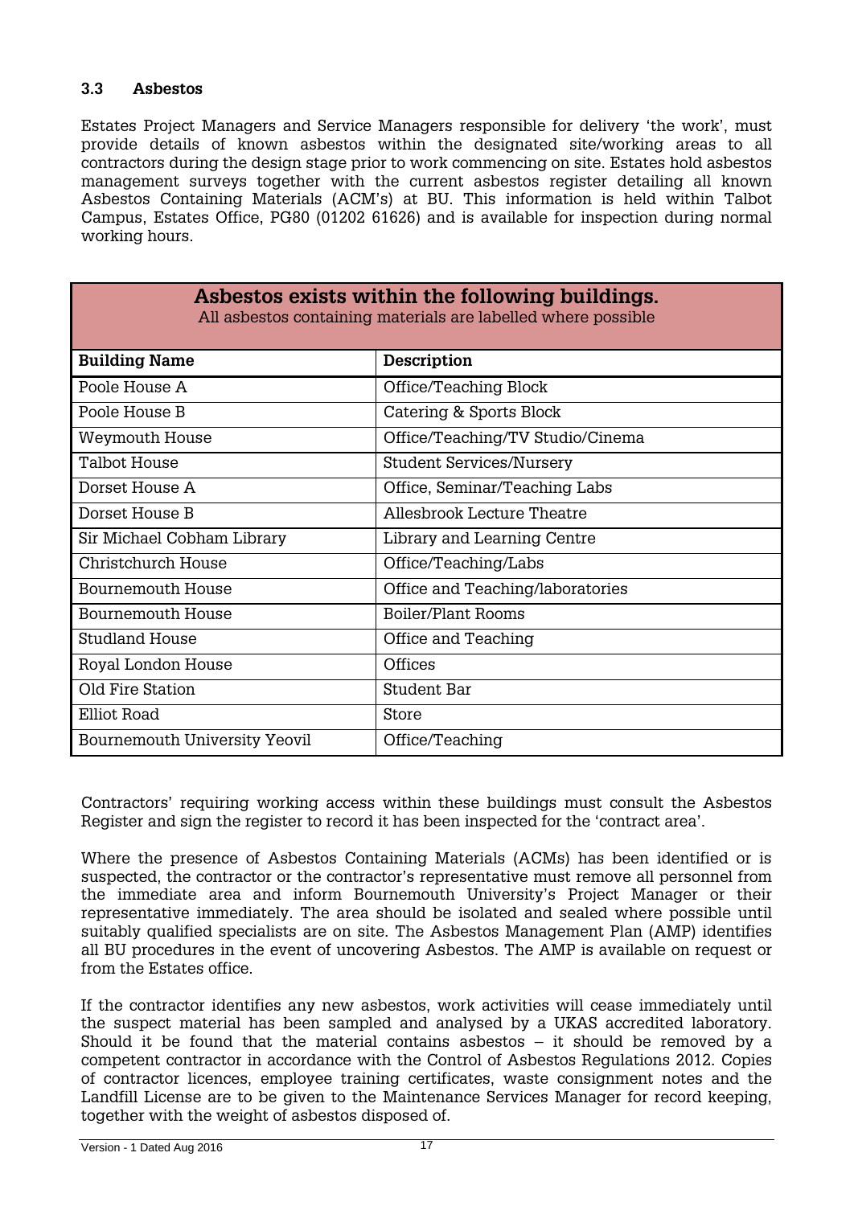### 3.3 Asbestos

Estates Project Managers and Service Managers responsible for delivery 'the work', must provide details of known asbestos within the designated site/working areas to all contractors during the design stage prior to work commencing on site. Estates hold asbestos management surveys together with the current asbestos register detailing all known Asbestos Containing Materials (ACM's) at BU. This information is held within Talbot Campus, Estates Office, PG80 (01202 61626) and is available for inspection during normal working hours.

| **Asbestos exists within the following buildings.** All asbestos containing materials are labelled where possible | |
|---|---|
| **Building Name** | **Description** |
| Poole House A | Office/Teaching Block |
| Poole House B | Catering & Sports Block |
| Weymouth House | Office/Teaching/TV Studio/Cinema |
| Talbot House | Student Services/Nursery |
| Dorset House A | Office, Seminar/Teaching Labs |
| Dorset House B | Allesbrook Lecture Theatre |
| Sir Michael Cobham Library | Library and Learning Centre |
| Christchurch House | Office/Teaching/Labs |
| Bournemouth House | Office and Teaching/laboratories |
| Bournemouth House | Boiler/Plant Rooms |
| Studland House | Office and Teaching |
| Royal London House | Offices |
| Old Fire Station | Student Bar |
| Elliot Road | Store |
| Bournemouth University Yeovil | Office/Teaching |

Contractors' requiring working access within these buildings must consult the Asbestos Register and sign the register to record it has been inspected for the 'contract area'.

Where the presence of Asbestos Containing Materials (ACMs) has been identified or is suspected, the contractor or the contractor's representative must remove all personnel from the immediate area and inform Bournemouth University's Project Manager or their representative immediately. The area should be isolated and sealed where possible until suitably qualified specialists are on site. The Asbestos Management Plan (AMP) identifies all BU procedures in the event of uncovering Asbestos. The AMP is available on request or from the Estates office.

If the contractor identifies any new asbestos, work activities will cease immediately until the suspect material has been sampled and analysed by a UKAS accredited laboratory. Should it be found that the material contains asbestos – it should be removed by a competent contractor in accordance with the Control of Asbestos Regulations 2012. Copies of contractor licences, employee training certificates, waste consignment notes and the Landfill License are to be given to the Maintenance Services Manager for record keeping, together with the weight of asbestos disposed of.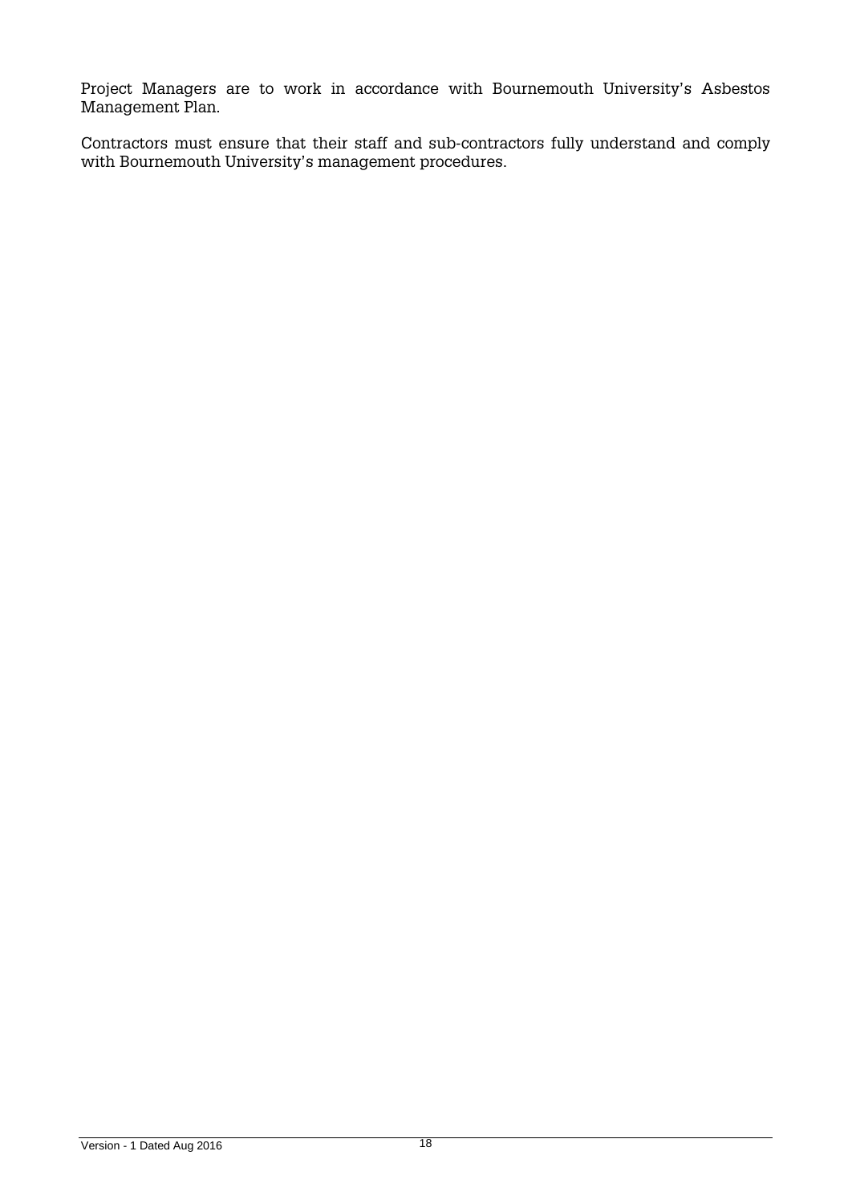Project Managers are to work in accordance with Bournemouth University's Asbestos Management Plan.

Contractors must ensure that their staff and sub-contractors fully understand and comply with Bournemouth University's management procedures.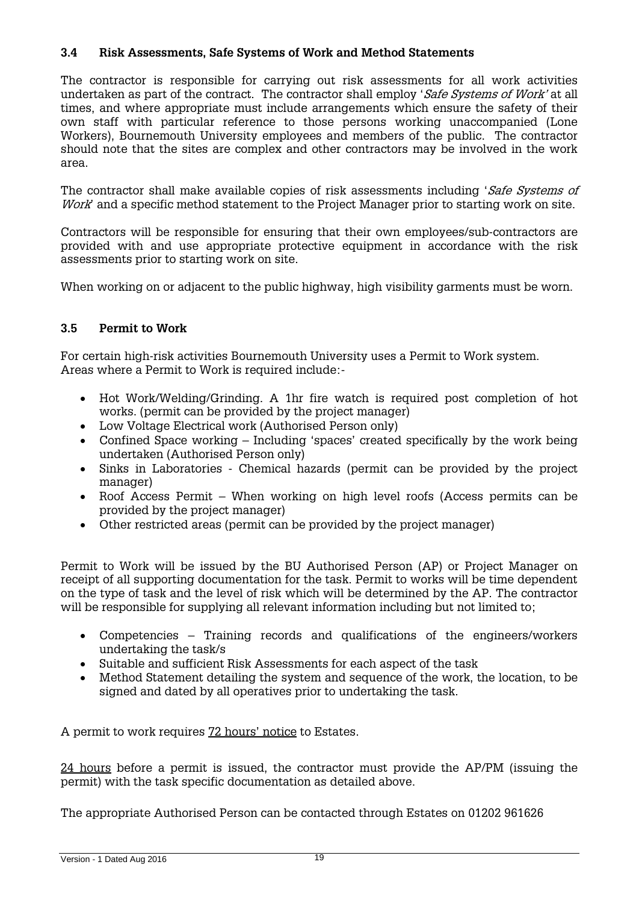### 3.4 Risk Assessments, Safe Systems of Work and Method Statements

The contractor is responsible for carrying out risk assessments for all work activities undertaken as part of the contract. The contractor shall employ '*Safe Systems of Work*' at all times, and where appropriate must include arrangements which ensure the safety of their own staff with particular reference to those persons working unaccompanied (Lone Workers), Bournemouth University employees and members of the public. The contractor should note that the sites are complex and other contractors may be involved in the work area.

The contractor shall make available copies of risk assessments including '*Safe Systems of Work*' and a specific method statement to the Project Manager prior to starting work on site.

Contractors will be responsible for ensuring that their own employees/sub-contractors are provided with and use appropriate protective equipment in accordance with the risk assessments prior to starting work on site.

When working on or adjacent to the public highway, high visibility garments must be worn.

### 3.5 Permit to Work

For certain high-risk activities Bournemouth University uses a Permit to Work system. Areas where a Permit to Work is required include:-

- Hot Work/Welding/Grinding. A 1hr fire watch is required post completion of hot works. (permit can be provided by the project manager)
- Low Voltage Electrical work (Authorised Person only)
- Confined Space working – Including 'spaces' created specifically by the work being undertaken (Authorised Person only)
- Sinks in Laboratories - Chemical hazards (permit can be provided by the project manager)
- Roof Access Permit – When working on high level roofs (Access permits can be provided by the project manager)
- Other restricted areas (permit can be provided by the project manager)

Permit to Work will be issued by the BU Authorised Person (AP) or Project Manager on receipt of all supporting documentation for the task. Permit to works will be time dependent on the type of task and the level of risk which will be determined by the AP. The contractor will be responsible for supplying all relevant information including but not limited to;

- Competencies – Training records and qualifications of the engineers/workers undertaking the task/s
- Suitable and sufficient Risk Assessments for each aspect of the task
- Method Statement detailing the system and sequence of the work, the location, to be signed and dated by all operatives prior to undertaking the task.

A permit to work requires <u>72 hours' notice</u> to Estates.

<u>24 hours</u> before a permit is issued, the contractor must provide the AP/PM (issuing the permit) with the task specific documentation as detailed above.

The appropriate Authorised Person can be contacted through Estates on 01202 961626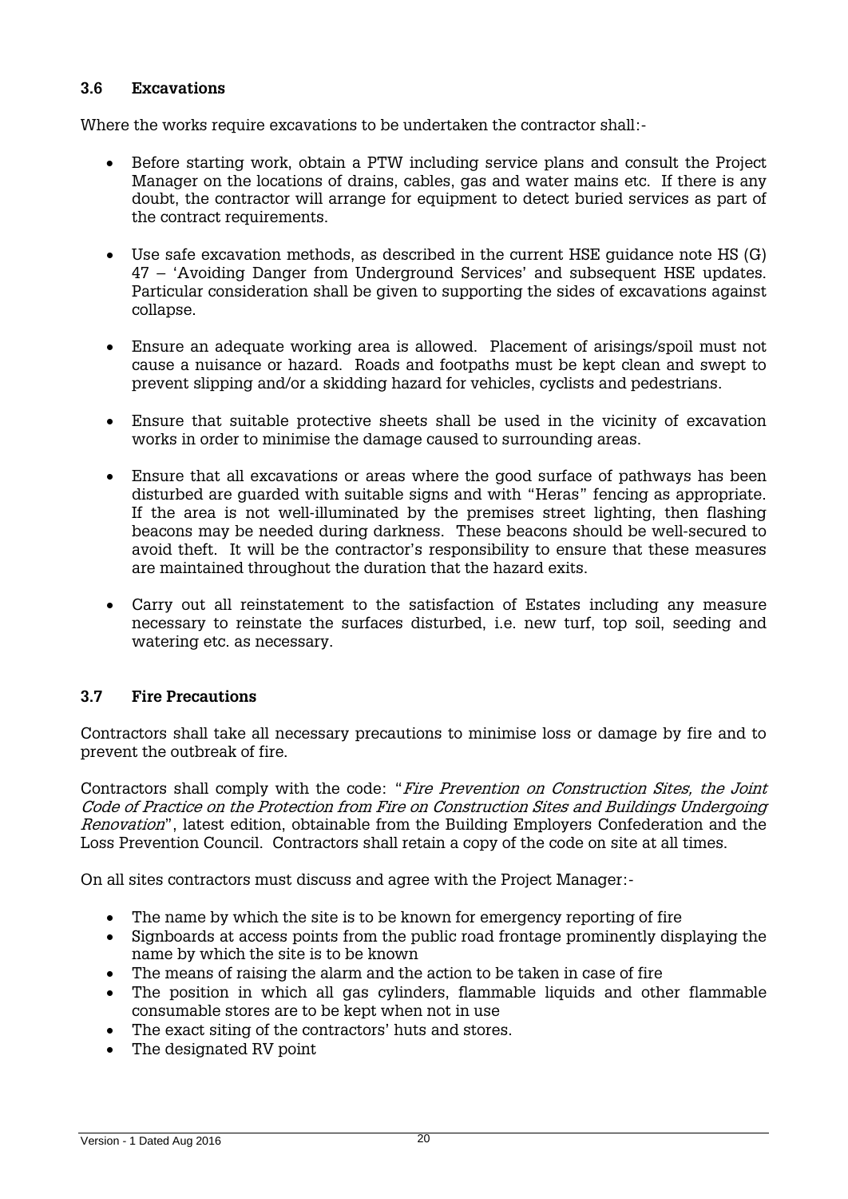### 3.6 Excavations

Where the works require excavations to be undertaken the contractor shall:-

- Before starting work, obtain a PTW including service plans and consult the Project Manager on the locations of drains, cables, gas and water mains etc. If there is any doubt, the contractor will arrange for equipment to detect buried services as part of the contract requirements.

- Use safe excavation methods, as described in the current HSE guidance note HS (G) 47 – 'Avoiding Danger from Underground Services' and subsequent HSE updates. Particular consideration shall be given to supporting the sides of excavations against collapse.

- Ensure an adequate working area is allowed. Placement of arisings/spoil must not cause a nuisance or hazard. Roads and footpaths must be kept clean and swept to prevent slipping and/or a skidding hazard for vehicles, cyclists and pedestrians.

- Ensure that suitable protective sheets shall be used in the vicinity of excavation works in order to minimise the damage caused to surrounding areas.

- Ensure that all excavations or areas where the good surface of pathways has been disturbed are guarded with suitable signs and with "Heras" fencing as appropriate. If the area is not well-illuminated by the premises street lighting, then flashing beacons may be needed during darkness. These beacons should be well-secured to avoid theft. It will be the contractor's responsibility to ensure that these measures are maintained throughout the duration that the hazard exits.

- Carry out all reinstatement to the satisfaction of Estates including any measure necessary to reinstate the surfaces disturbed, i.e. new turf, top soil, seeding and watering etc. as necessary.

### 3.7 Fire Precautions

Contractors shall take all necessary precautions to minimise loss or damage by fire and to prevent the outbreak of fire.

Contractors shall comply with the code: "*Fire Prevention on Construction Sites, the Joint Code of Practice on the Protection from Fire on Construction Sites and Buildings Undergoing Renovation*", latest edition, obtainable from the Building Employers Confederation and the Loss Prevention Council. Contractors shall retain a copy of the code on site at all times.

On all sites contractors must discuss and agree with the Project Manager:-

- The name by which the site is to be known for emergency reporting of fire
- Signboards at access points from the public road frontage prominently displaying the name by which the site is to be known
- The means of raising the alarm and the action to be taken in case of fire
- The position in which all gas cylinders, flammable liquids and other flammable consumable stores are to be kept when not in use
- The exact siting of the contractors' huts and stores.
- The designated RV point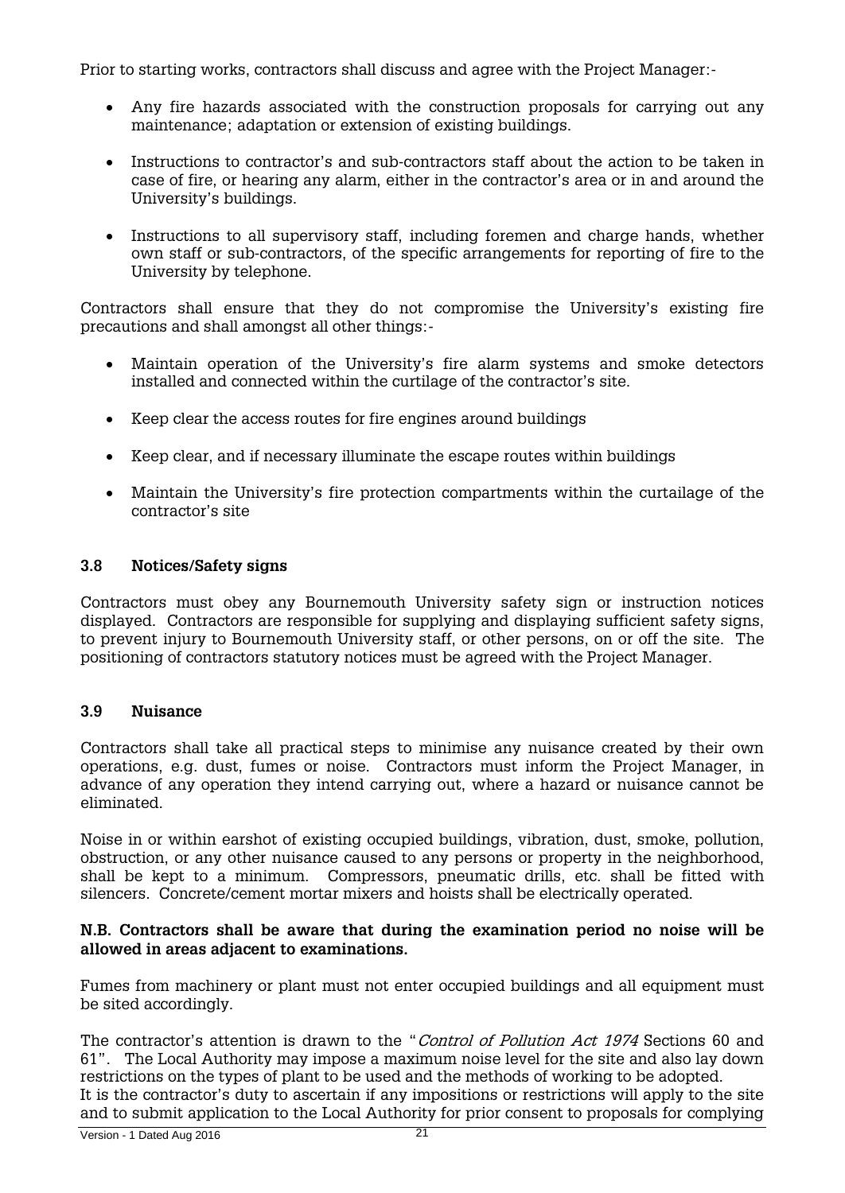Prior to starting works, contractors shall discuss and agree with the Project Manager:-

- Any fire hazards associated with the construction proposals for carrying out any maintenance; adaptation or extension of existing buildings.
- Instructions to contractor's and sub-contractors staff about the action to be taken in case of fire, or hearing any alarm, either in the contractor's area or in and around the University's buildings.
- Instructions to all supervisory staff, including foremen and charge hands, whether own staff or sub-contractors, of the specific arrangements for reporting of fire to the University by telephone.

Contractors shall ensure that they do not compromise the University's existing fire precautions and shall amongst all other things:-

- Maintain operation of the University's fire alarm systems and smoke detectors installed and connected within the curtilage of the contractor's site.
- Keep clear the access routes for fire engines around buildings
- Keep clear, and if necessary illuminate the escape routes within buildings
- Maintain the University's fire protection compartments within the curtailage of the contractor's site

### 3.8 Notices/Safety signs

Contractors must obey any Bournemouth University safety sign or instruction notices displayed. Contractors are responsible for supplying and displaying sufficient safety signs, to prevent injury to Bournemouth University staff, or other persons, on or off the site. The positioning of contractors statutory notices must be agreed with the Project Manager.

### 3.9 Nuisance

Contractors shall take all practical steps to minimise any nuisance created by their own operations, e.g. dust, fumes or noise. Contractors must inform the Project Manager, in advance of any operation they intend carrying out, where a hazard or nuisance cannot be eliminated.

Noise in or within earshot of existing occupied buildings, vibration, dust, smoke, pollution, obstruction, or any other nuisance caused to any persons or property in the neighborhood, shall be kept to a minimum. Compressors, pneumatic drills, etc. shall be fitted with silencers. Concrete/cement mortar mixers and hoists shall be electrically operated.

**N.B. Contractors shall be aware that during the examination period no noise will be allowed in areas adjacent to examinations.**

Fumes from machinery or plant must not enter occupied buildings and all equipment must be sited accordingly.

The contractor's attention is drawn to the "*Control of Pollution Act 1974* Sections 60 and 61". The Local Authority may impose a maximum noise level for the site and also lay down restrictions on the types of plant to be used and the methods of working to be adopted.
It is the contractor's duty to ascertain if any impositions or restrictions will apply to the site and to submit application to the Local Authority for prior consent to proposals for complying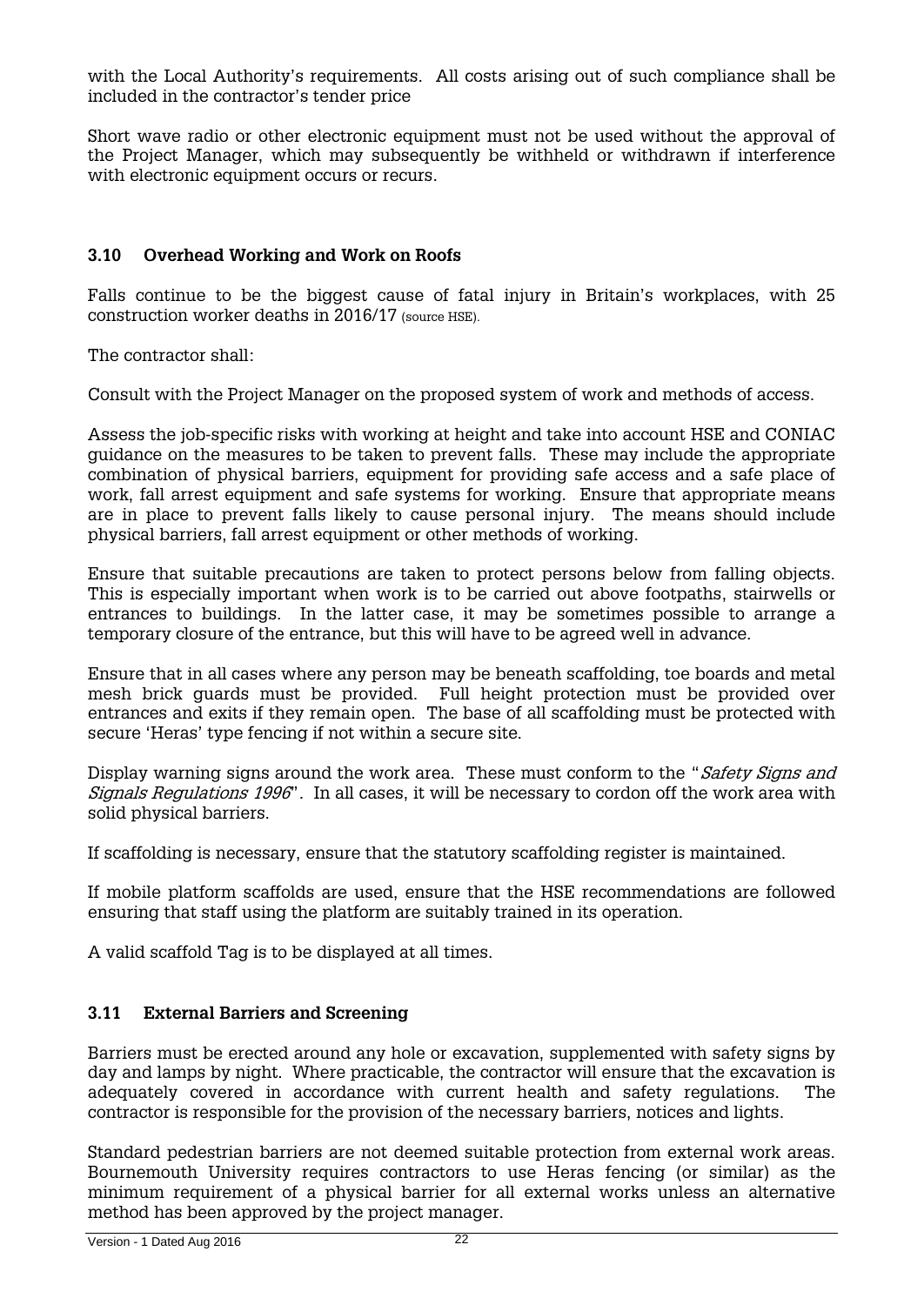with the Local Authority's requirements. All costs arising out of such compliance shall be included in the contractor's tender price

Short wave radio or other electronic equipment must not be used without the approval of the Project Manager, which may subsequently be withheld or withdrawn if interference with electronic equipment occurs or recurs.

### 3.10 Overhead Working and Work on Roofs

Falls continue to be the biggest cause of fatal injury in Britain's workplaces, with 25 construction worker deaths in 2016/17 (source HSE).

The contractor shall:

Consult with the Project Manager on the proposed system of work and methods of access.

Assess the job-specific risks with working at height and take into account HSE and CONIAC guidance on the measures to be taken to prevent falls. These may include the appropriate combination of physical barriers, equipment for providing safe access and a safe place of work, fall arrest equipment and safe systems for working. Ensure that appropriate means are in place to prevent falls likely to cause personal injury. The means should include physical barriers, fall arrest equipment or other methods of working.

Ensure that suitable precautions are taken to protect persons below from falling objects. This is especially important when work is to be carried out above footpaths, stairwells or entrances to buildings. In the latter case, it may be sometimes possible to arrange a temporary closure of the entrance, but this will have to be agreed well in advance.

Ensure that in all cases where any person may be beneath scaffolding, toe boards and metal mesh brick guards must be provided. Full height protection must be provided over entrances and exits if they remain open. The base of all scaffolding must be protected with secure 'Heras' type fencing if not within a secure site.

Display warning signs around the work area. These must conform to the "*Safety Signs and Signals Regulations 1996*". In all cases, it will be necessary to cordon off the work area with solid physical barriers.

If scaffolding is necessary, ensure that the statutory scaffolding register is maintained.

If mobile platform scaffolds are used, ensure that the HSE recommendations are followed ensuring that staff using the platform are suitably trained in its operation.

A valid scaffold Tag is to be displayed at all times.

### 3.11 External Barriers and Screening

Barriers must be erected around any hole or excavation, supplemented with safety signs by day and lamps by night. Where practicable, the contractor will ensure that the excavation is adequately covered in accordance with current health and safety regulations. The contractor is responsible for the provision of the necessary barriers, notices and lights.

Standard pedestrian barriers are not deemed suitable protection from external work areas. Bournemouth University requires contractors to use Heras fencing (or similar) as the minimum requirement of a physical barrier for all external works unless an alternative method has been approved by the project manager.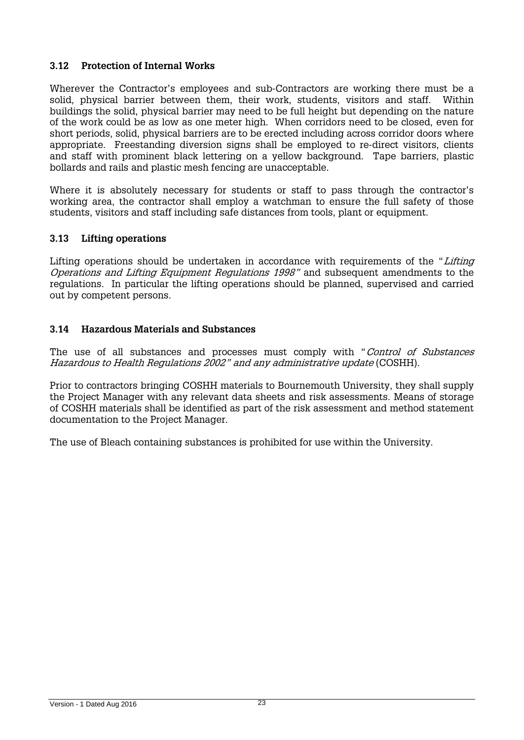### 3.12 Protection of Internal Works

Wherever the Contractor's employees and sub-Contractors are working there must be a solid, physical barrier between them, their work, students, visitors and staff. Within buildings the solid, physical barrier may need to be full height but depending on the nature of the work could be as low as one meter high. When corridors need to be closed, even for short periods, solid, physical barriers are to be erected including across corridor doors where appropriate. Freestanding diversion signs shall be employed to re-direct visitors, clients and staff with prominent black lettering on a yellow background. Tape barriers, plastic bollards and rails and plastic mesh fencing are unacceptable.

Where it is absolutely necessary for students or staff to pass through the contractor's working area, the contractor shall employ a watchman to ensure the full safety of those students, visitors and staff including safe distances from tools, plant or equipment.

### 3.13 Lifting operations

Lifting operations should be undertaken in accordance with requirements of the "*Lifting Operations and Lifting Equipment Regulations 1998*" and subsequent amendments to the regulations. In particular the lifting operations should be planned, supervised and carried out by competent persons.

### 3.14 Hazardous Materials and Substances

The use of all substances and processes must comply with "*Control of Substances Hazardous to Health Regulations 2002" and any administrative update* (COSHH).

Prior to contractors bringing COSHH materials to Bournemouth University, they shall supply the Project Manager with any relevant data sheets and risk assessments. Means of storage of COSHH materials shall be identified as part of the risk assessment and method statement documentation to the Project Manager.

The use of Bleach containing substances is prohibited for use within the University.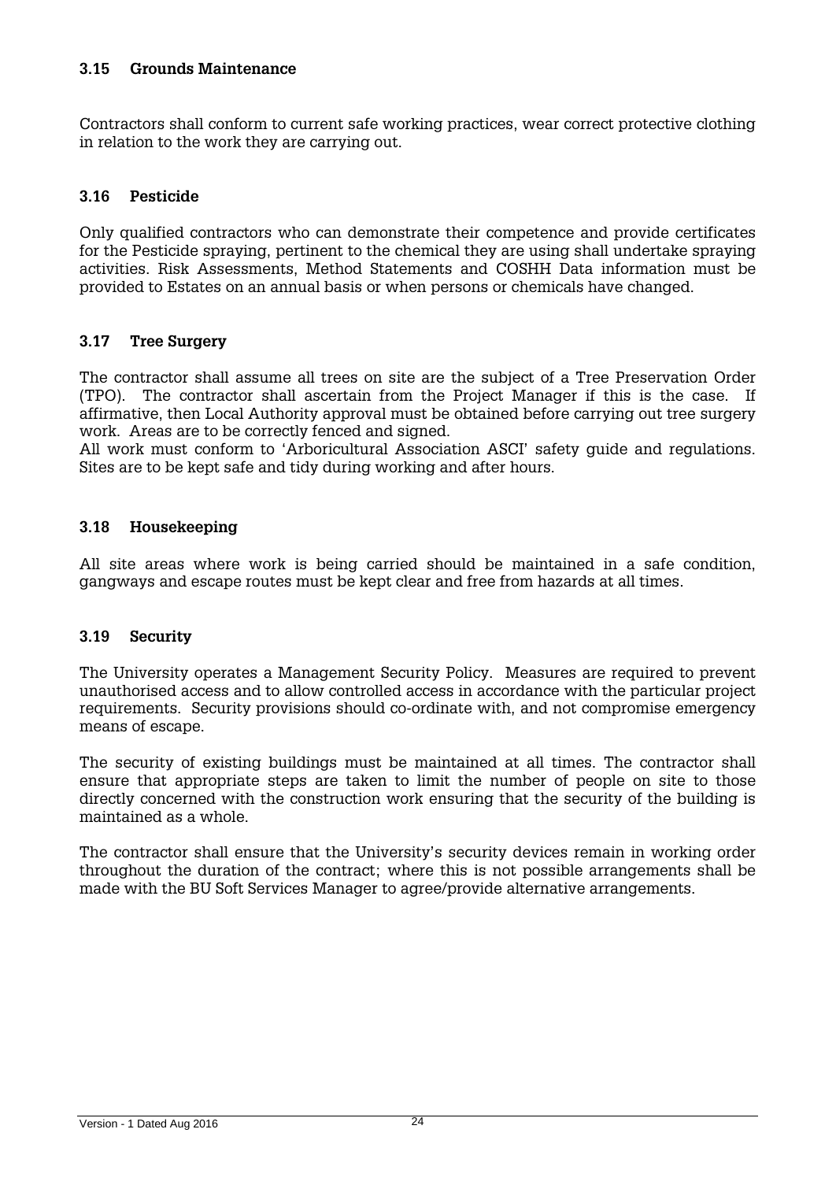### 3.15 Grounds Maintenance

Contractors shall conform to current safe working practices, wear correct protective clothing in relation to the work they are carrying out.

### 3.16 Pesticide

Only qualified contractors who can demonstrate their competence and provide certificates for the Pesticide spraying, pertinent to the chemical they are using shall undertake spraying activities. Risk Assessments, Method Statements and COSHH Data information must be provided to Estates on an annual basis or when persons or chemicals have changed.

### 3.17 Tree Surgery

The contractor shall assume all trees on site are the subject of a Tree Preservation Order (TPO). The contractor shall ascertain from the Project Manager if this is the case. If affirmative, then Local Authority approval must be obtained before carrying out tree surgery work. Areas are to be correctly fenced and signed.
All work must conform to 'Arboricultural Association ASCI' safety guide and regulations. Sites are to be kept safe and tidy during working and after hours.

### 3.18 Housekeeping

All site areas where work is being carried should be maintained in a safe condition, gangways and escape routes must be kept clear and free from hazards at all times.

### 3.19 Security

The University operates a Management Security Policy. Measures are required to prevent unauthorised access and to allow controlled access in accordance with the particular project requirements. Security provisions should co-ordinate with, and not compromise emergency means of escape.

The security of existing buildings must be maintained at all times. The contractor shall ensure that appropriate steps are taken to limit the number of people on site to those directly concerned with the construction work ensuring that the security of the building is maintained as a whole.

The contractor shall ensure that the University's security devices remain in working order throughout the duration of the contract; where this is not possible arrangements shall be made with the BU Soft Services Manager to agree/provide alternative arrangements.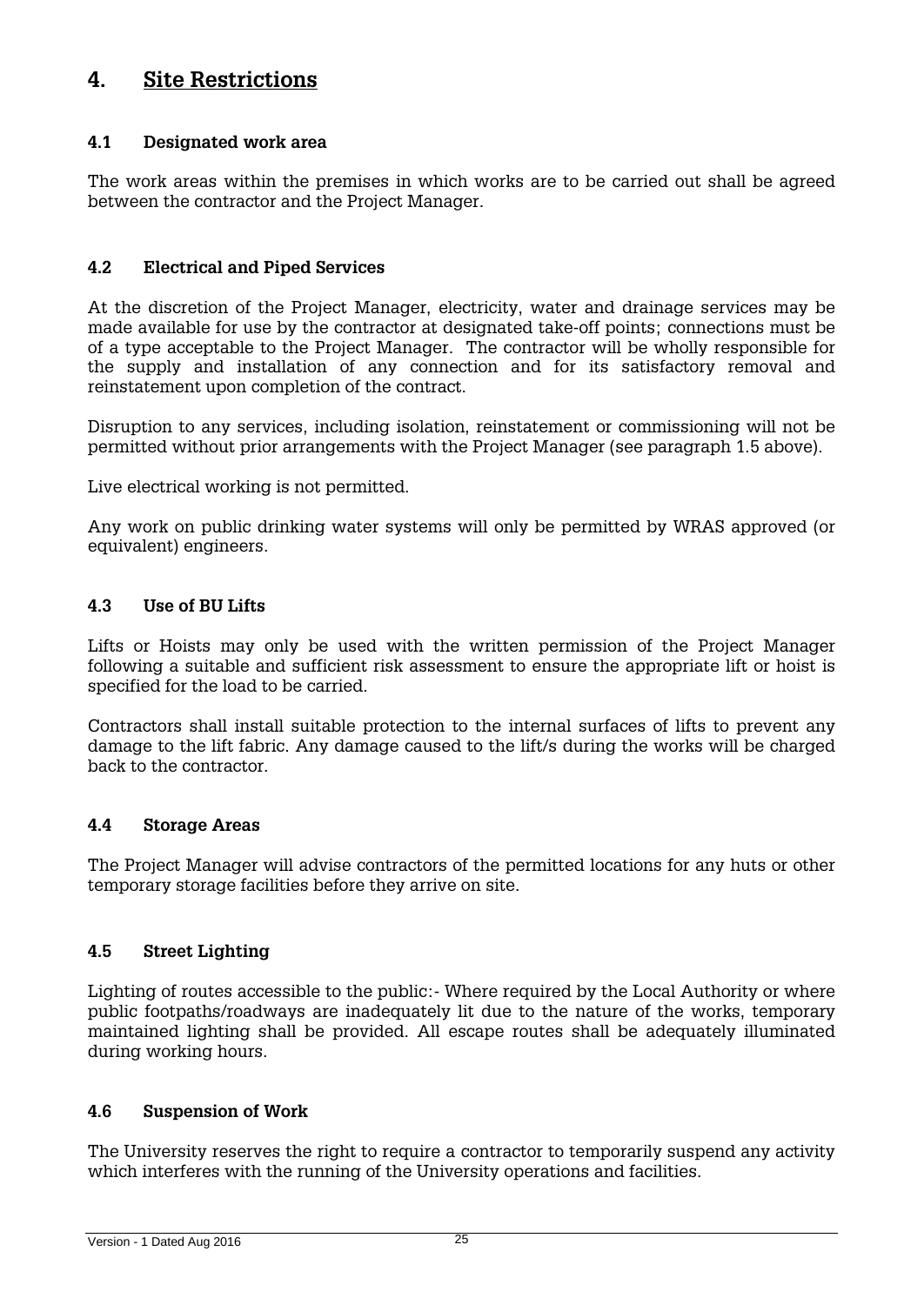# 4. Site Restrictions

## 4.1 Designated work area

The work areas within the premises in which works are to be carried out shall be agreed between the contractor and the Project Manager.

## 4.2 Electrical and Piped Services

At the discretion of the Project Manager, electricity, water and drainage services may be made available for use by the contractor at designated take-off points; connections must be of a type acceptable to the Project Manager. The contractor will be wholly responsible for the supply and installation of any connection and for its satisfactory removal and reinstatement upon completion of the contract.

Disruption to any services, including isolation, reinstatement or commissioning will not be permitted without prior arrangements with the Project Manager (see paragraph 1.5 above).

Live electrical working is not permitted.

Any work on public drinking water systems will only be permitted by WRAS approved (or equivalent) engineers.

## 4.3 Use of BU Lifts

Lifts or Hoists may only be used with the written permission of the Project Manager following a suitable and sufficient risk assessment to ensure the appropriate lift or hoist is specified for the load to be carried.

Contractors shall install suitable protection to the internal surfaces of lifts to prevent any damage to the lift fabric. Any damage caused to the lift/s during the works will be charged back to the contractor.

## 4.4 Storage Areas

The Project Manager will advise contractors of the permitted locations for any huts or other temporary storage facilities before they arrive on site.

## 4.5 Street Lighting

Lighting of routes accessible to the public:- Where required by the Local Authority or where public footpaths/roadways are inadequately lit due to the nature of the works, temporary maintained lighting shall be provided. All escape routes shall be adequately illuminated during working hours.

## 4.6 Suspension of Work

The University reserves the right to require a contractor to temporarily suspend any activity which interferes with the running of the University operations and facilities.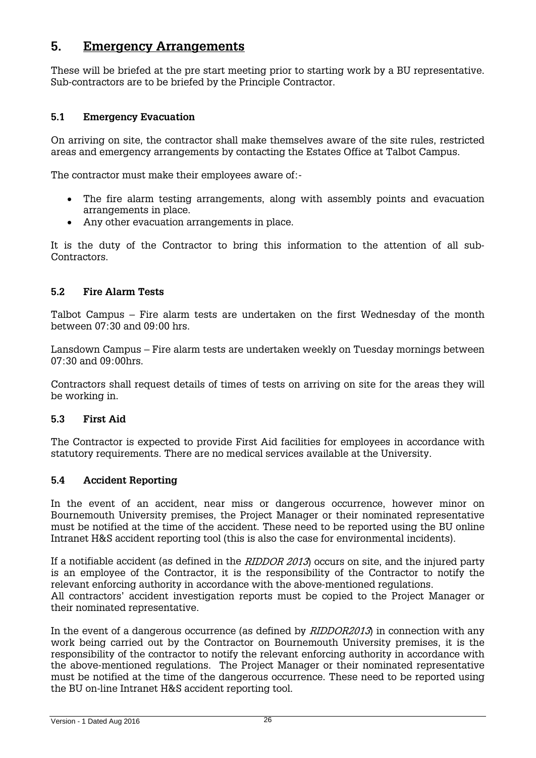# 5. Emergency Arrangements

These will be briefed at the pre start meeting prior to starting work by a BU representative. Sub-contractors are to be briefed by the Principle Contractor.

## 5.1 Emergency Evacuation

On arriving on site, the contractor shall make themselves aware of the site rules, restricted areas and emergency arrangements by contacting the Estates Office at Talbot Campus.

The contractor must make their employees aware of:-

- The fire alarm testing arrangements, along with assembly points and evacuation arrangements in place.
- Any other evacuation arrangements in place.

It is the duty of the Contractor to bring this information to the attention of all sub-Contractors.

## 5.2 Fire Alarm Tests

Talbot Campus – Fire alarm tests are undertaken on the first Wednesday of the month between 07:30 and 09:00 hrs.

Lansdown Campus – Fire alarm tests are undertaken weekly on Tuesday mornings between 07:30 and 09:00hrs.

Contractors shall request details of times of tests on arriving on site for the areas they will be working in.

## 5.3 First Aid

The Contractor is expected to provide First Aid facilities for employees in accordance with statutory requirements. There are no medical services available at the University.

## 5.4 Accident Reporting

In the event of an accident, near miss or dangerous occurrence, however minor on Bournemouth University premises, the Project Manager or their nominated representative must be notified at the time of the accident. These need to be reported using the BU online Intranet H&S accident reporting tool (this is also the case for environmental incidents).

If a notifiable accident (as defined in the *RIDDOR 2013*) occurs on site, and the injured party is an employee of the Contractor, it is the responsibility of the Contractor to notify the relevant enforcing authority in accordance with the above-mentioned regulations.
All contractors' accident investigation reports must be copied to the Project Manager or their nominated representative.

In the event of a dangerous occurrence (as defined by *RIDDOR2013*) in connection with any work being carried out by the Contractor on Bournemouth University premises, it is the responsibility of the contractor to notify the relevant enforcing authority in accordance with the above-mentioned regulations. The Project Manager or their nominated representative must be notified at the time of the dangerous occurrence. These need to be reported using the BU on-line Intranet H&S accident reporting tool.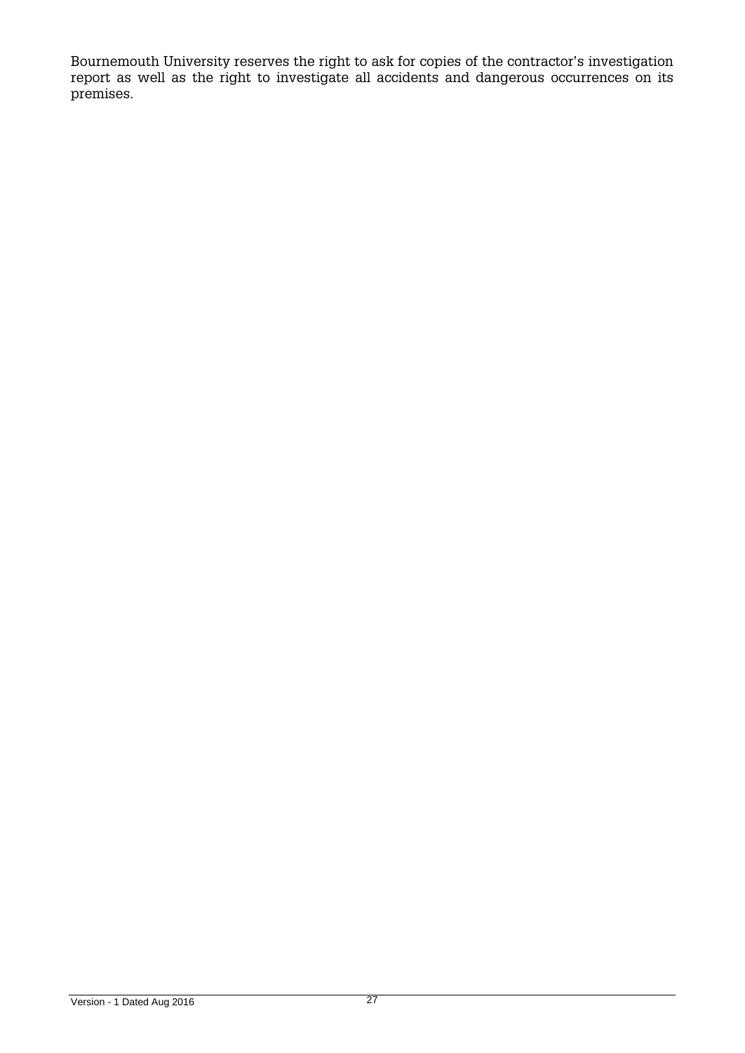Bournemouth University reserves the right to ask for copies of the contractor's investigation report as well as the right to investigate all accidents and dangerous occurrences on its premises.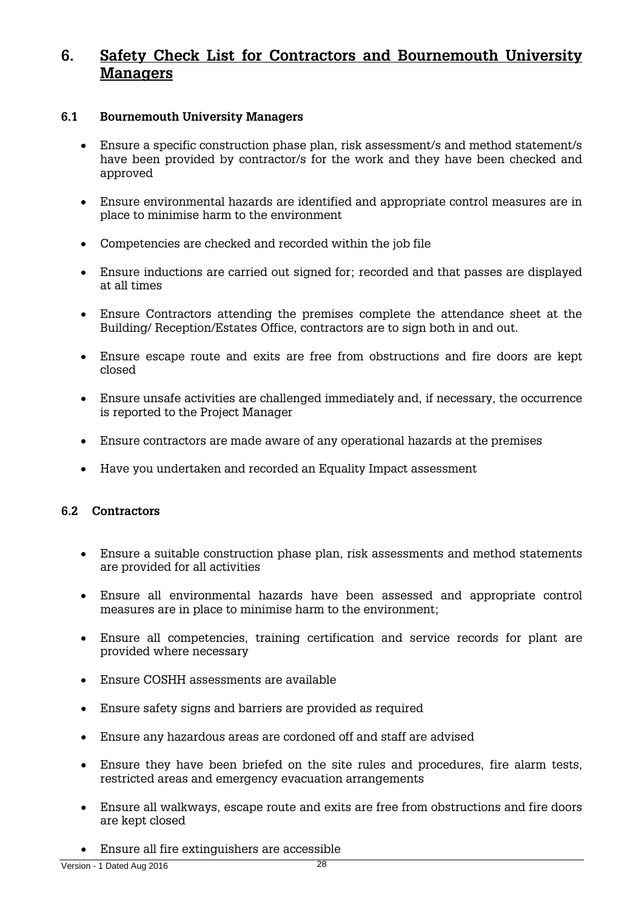## 6. Safety Check List for Contractors and Bournemouth University Managers

### 6.1 Bournemouth University Managers

- Ensure a specific construction phase plan, risk assessment/s and method statement/s have been provided by contractor/s for the work and they have been checked and approved
- Ensure environmental hazards are identified and appropriate control measures are in place to minimise harm to the environment
- Competencies are checked and recorded within the job file
- Ensure inductions are carried out signed for; recorded and that passes are displayed at all times
- Ensure Contractors attending the premises complete the attendance sheet at the Building/ Reception/Estates Office, contractors are to sign both in and out.
- Ensure escape route and exits are free from obstructions and fire doors are kept closed
- Ensure unsafe activities are challenged immediately and, if necessary, the occurrence is reported to the Project Manager
- Ensure contractors are made aware of any operational hazards at the premises
- Have you undertaken and recorded an Equality Impact assessment

### 6.2 Contractors

- Ensure a suitable construction phase plan, risk assessments and method statements are provided for all activities
- Ensure all environmental hazards have been assessed and appropriate control measures are in place to minimise harm to the environment;
- Ensure all competencies, training certification and service records for plant are provided where necessary
- Ensure COSHH assessments are available
- Ensure safety signs and barriers are provided as required
- Ensure any hazardous areas are cordoned off and staff are advised
- Ensure they have been briefed on the site rules and procedures, fire alarm tests, restricted areas and emergency evacuation arrangements
- Ensure all walkways, escape route and exits are free from obstructions and fire doors are kept closed
- Ensure all fire extinguishers are accessible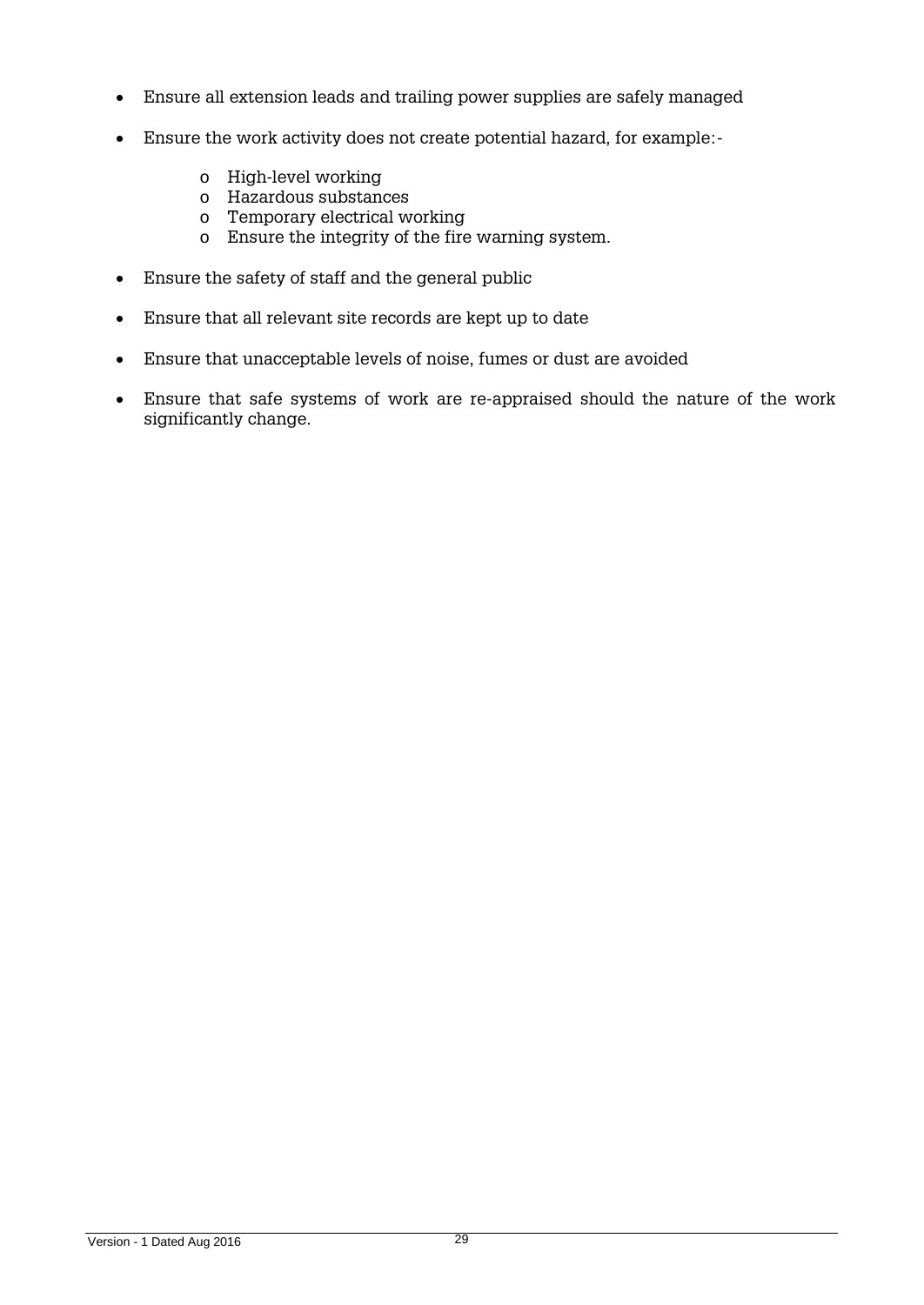- Ensure all extension leads and trailing power supplies are safely managed

- Ensure the work activity does not create potential hazard, for example:-

    - High-level working
    - Hazardous substances
    - Temporary electrical working
    - Ensure the integrity of the fire warning system.

- Ensure the safety of staff and the general public

- Ensure that all relevant site records are kept up to date

- Ensure that unacceptable levels of noise, fumes or dust are avoided

- Ensure that safe systems of work are re-appraised should the nature of the work significantly change.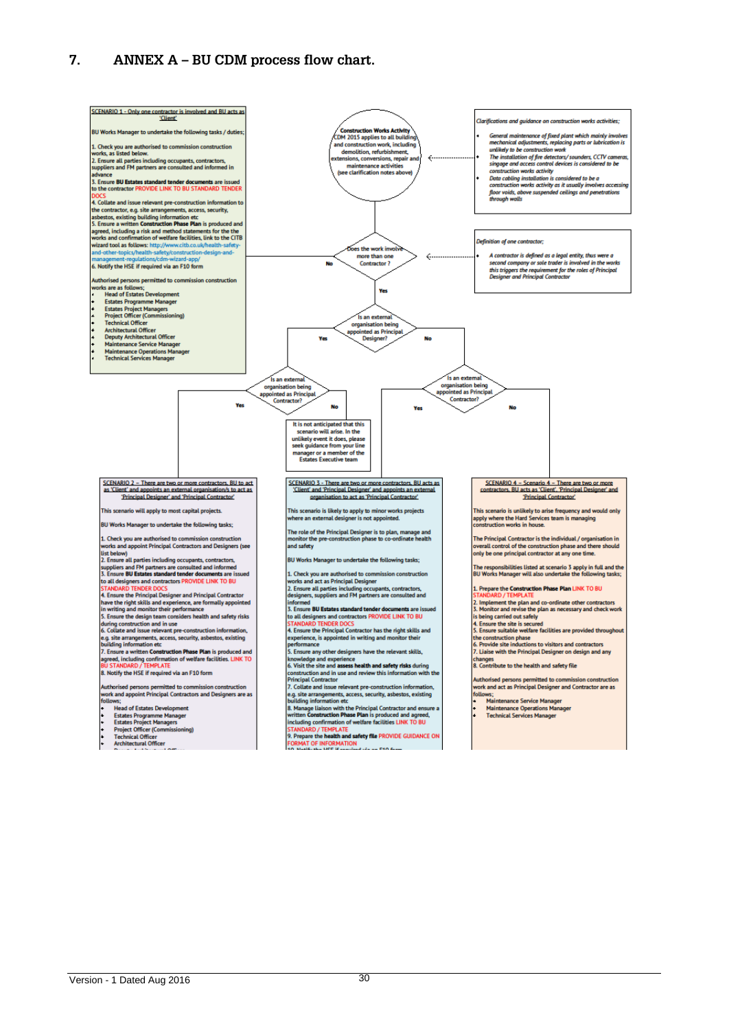## 7. ANNEX A – BU CDM process flow chart.

**SCENARIO 1 - Only one contractor is involved and BU acts as 'Client'**

BU Works Manager to undertake the following tasks / duties;

1. Check you are authorised to commission construction works, as listed below.
2. Ensure all parties including occupants, contractors, suppliers and FM partners are consulted and informed in advance
3. Ensure **BU Estates standard tender documents** are issued to the contractor PROVIDE LINK TO BU STANDARD TENDER DOCS
4. Collate and issue relevant pre-construction information to the contractor, e.g. site arrangements, access, security, asbestos, existing building information etc
5. Ensure a written **Construction Phase Plan** is produced and agreed, including a risk and method statements for the the works and confirmation of welfare facilities, link to the CITB wizard tool as follows: http://www.citb.co.uk/health-safety-and-other-topics/health-safety/construction-design-and-management-regulations/cdm-wizard-app/
6. Notify the HSE if required via an F10 form

Authorised persons permitted to commission construction works are as follows;

- Head of Estates Development
- Estates Programme Manager
- Estates Project Managers
- Project Officer (Commissioning)
- Technical Officer
- Architectural Officer
- Deputy Architectural Officer
- Maintenance Service Manager
- Maintenance Operations Manager
- Technical Services Manager

**Construction Works Activity**
CDM 2015 applies to all building and construction work, including demolition, refurbishment, extensions, conversions, repair and maintenance activities (see clarification notes above)

*Clarifications and guidance on construction works activities;*

- *General maintenance of fixed plant which mainly involves mechanical adjustments, replacing parts or lubrication is unlikely to be construction work*
- *The installation of fire detectors/ sounders, CCTV cameras, singage and access control devices is considered to be construction works activity*
- *Data cabling installation is considered to be a construction works activity as it usually involves accessing floor voids, above suspended ceilings and penetrations through walls*

Does the work involve more than one Contractor ? (No → Scenario 1; Yes ↓)

*Definition of one contractor;*

- *A contractor is defined as a legal entity, thus were a second company or sole trader is involved in the works this triggers the requirement for the roles of Principal Designer and Principal Contractor*

Is an external organisation being appointed as Principal Designer? (Yes / No)

Yes → Is an external organisation being appointed as Principal Contractor? (Yes → Scenario 2; No ↓)

It is not anticipated that this scenario will arise. In the unlikely event it does, please seek guidance from your line manager or a member of the Estates Executive team

No → Is an external organisation being appointed as Principal Contractor? (Yes → Scenario 3; No → Scenario 4)

**SCENARIO 2 – There are two or more contractors, BU to act as 'Client' and appoints an external organisation/s to act as 'Principal Designer' and 'Principal Contractor'**

This scenario will apply to most capital projects.

BU Works Manager to undertake the following tasks;

1. Check you are authorised to commission construction works and appoint Principal Contractors and Designers (see list below)
2. Ensure all parties including occupants, contractors, suppliers and FM partners are consulted and informed
3. Ensure **BU Estates standard tender documents** are issued to all designers and contractors PROVIDE LINK TO BU STANDARD TENDER DOCS
4. Ensure the Principal Designer and Principal Contractor have the right skills and experience, are formally appointed in writing and monitor their performance
5. Ensure the design team considers health and safety risks during construction and in use
6. Collate and issue relevant pre-construction information, e.g. site arrangements, access, security, asbestos, existing building information etc
7. Ensure a written **Construction Phase Plan** is produced and agreed, including confirmation of welfare facilities. LINK TO BU STANDARD / TEMPLATE
8. Notify the HSE if required via an F10 form

Authorised persons permitted to commission construction work and appoint Principal Contractors and Designers are as follows;

- Head of Estates Development
- Estates Programme Manager
- Estates Project Managers
- Project Officer (Commissioning)
- Technical Officer
- Architectural Officer

**SCENARIO 3 - There are two or more contractors, BU acts as 'Client' and 'Principal Designer' and appoints an external organisation to act as 'Principal Contractor'**

This scenario is likely to apply to minor works projects where an external designer is not appointed.

The role of the Principal Designer is to plan, manage and monitor the pre-construction phase to co-ordinate health and safety

BU Works Manager to undertake the following tasks;

1. Check you are authorised to commission construction works and act as Principal Designer
2. Ensure all parties including occupants, contractors, designers, suppliers and FM partners are consulted and informed
3. Ensure **BU Estates standard tender documents** are issued to all designers and contractors PROVIDE LINK TO BU STANDARD TENDER DOCS
4. Ensure the Principal Contractor has the right skills and experience, is appointed in writing and monitor their performance
5. Ensure any other designers have the relevant skills, knowledge and experience
6. Visit the site and **assess health and safety risks** during construction and in use and review this information with the Principal Contractor
7. Collate and issue relevant pre-construction information, e.g. site arrangements, access, security, asbestos, existing building information etc
8. Manage liaison with the Principal Contractor and ensure a written **Construction Phase Plan** is produced and agreed, including confirmation of welfare facilities LINK TO BU STANDARD / TEMPLATE
9. Prepare the **health and safety file** PROVIDE GUIDANCE ON FORMAT OF INFORMATION
10. Notify the HSE if required via an F10 form

**SCENARIO 4 – Scenario 4 – There are two or more contractors. BU acts as 'Client', 'Principal Designer' and 'Principal Contractor'**

This scenario is unlikely to arise frequency and would only apply where the Hard Services team is managing construction works in house.

The Principal Contractor is the individual / organisation in overall control of the construction phase and there should only be one principal contractor at any one time.

The responsibilities listed at scenario 3 apply in full and the BU Works Manager will also undertake the following tasks;

1. Prepare the **Construction Phase Plan** LINK TO BU STANDARD / TEMPLATE
2. Implement the plan and co-ordinate other contractors
3. Monitor and revise the plan as necessary and check work is being carried out safely
4. Ensure the site is secured
5. Ensure suitable welfare facilities are provided throughout the construction phase
6. Provide site inductions to visitors and contractors
7. Liaise with the Principal Designer on design and any changes
8. Contribute to the health and safety file

Authorised persons permitted to commission construction work and act as Principal Designer and Contractor are as follows;

- Maintenance Service Manager
- Maintenance Operations Manager
- Technical Services Manager

Version - 1 Dated Aug 2016